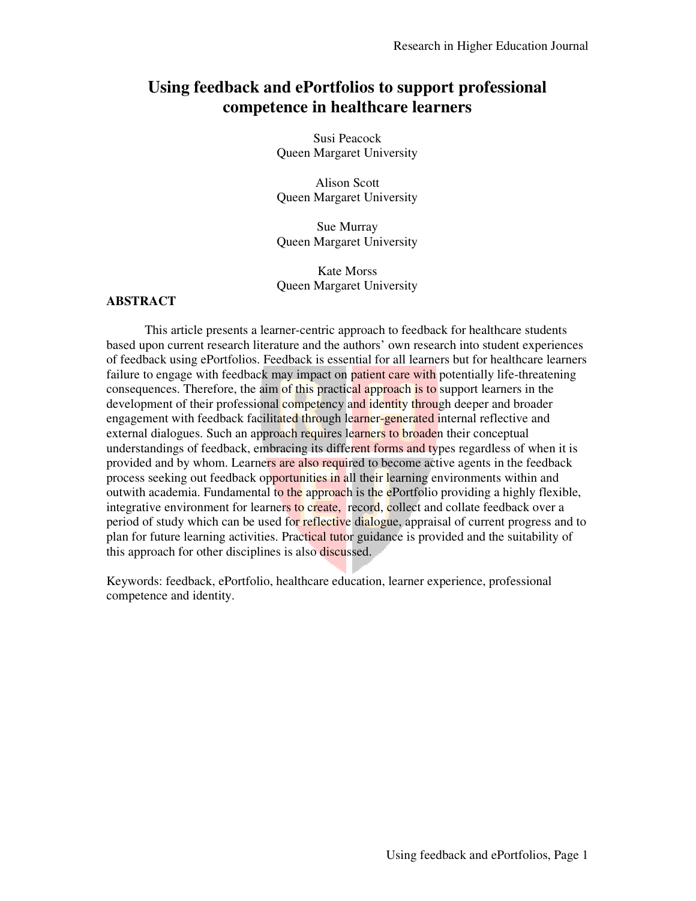# Using feedback and ePortfolios to support professional competence in healthcare learners

Susi Peacock
Queen Margaret University

Alison Scott
Queen Margaret University

Sue Murray
Queen Margaret University

Kate Morss
Queen Margaret University

## ABSTRACT

This article presents a learner-centric approach to feedback for healthcare students based upon current research literature and the authors' own research into student experiences of feedback using ePortfolios. Feedback is essential for all learners but for healthcare learners failure to engage with feedback may impact on patient care with potentially life-threatening consequences. Therefore, the aim of this practical approach is to support learners in the development of their professional competency and identity through deeper and broader engagement with feedback facilitated through learner-generated internal reflective and external dialogues. Such an approach requires learners to broaden their conceptual understandings of feedback, embracing its different forms and types regardless of when it is provided and by whom. Learners are also required to become active agents in the feedback process seeking out feedback opportunities in all their learning environments within and outwith academia. Fundamental to the approach is the ePortfolio providing a highly flexible, integrative environment for learners to create, record, collect and collate feedback over a period of study which can be used for reflective dialogue, appraisal of current progress and to plan for future learning activities. Practical tutor guidance is provided and the suitability of this approach for other disciplines is also discussed.

Keywords: feedback, ePortfolio, healthcare education, learner experience, professional competence and identity.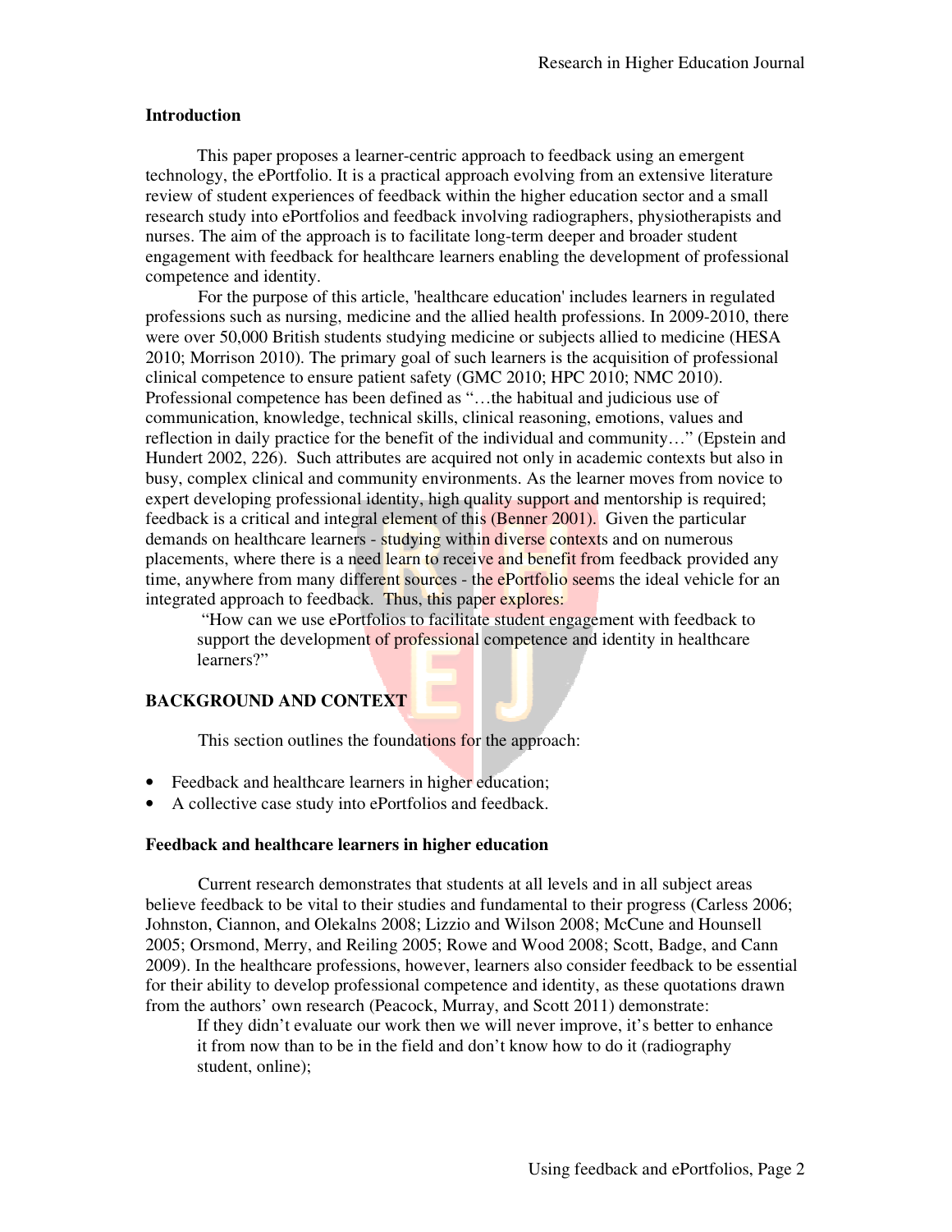## Introduction

This paper proposes a learner-centric approach to feedback using an emergent technology, the ePortfolio. It is a practical approach evolving from an extensive literature review of student experiences of feedback within the higher education sector and a small research study into ePortfolios and feedback involving radiographers, physiotherapists and nurses. The aim of the approach is to facilitate long-term deeper and broader student engagement with feedback for healthcare learners enabling the development of professional competence and identity.

For the purpose of this article, 'healthcare education' includes learners in regulated professions such as nursing, medicine and the allied health professions. In 2009-2010, there were over 50,000 British students studying medicine or subjects allied to medicine (HESA 2010; Morrison 2010). The primary goal of such learners is the acquisition of professional clinical competence to ensure patient safety (GMC 2010; HPC 2010; NMC 2010). Professional competence has been defined as "…the habitual and judicious use of communication, knowledge, technical skills, clinical reasoning, emotions, values and reflection in daily practice for the benefit of the individual and community…" (Epstein and Hundert 2002, 226). Such attributes are acquired not only in academic contexts but also in busy, complex clinical and community environments. As the learner moves from novice to expert developing professional identity, high quality support and mentorship is required; feedback is a critical and integral element of this (Benner 2001). Given the particular demands on healthcare learners - studying within diverse contexts and on numerous placements, where there is a need learn to receive and benefit from feedback provided any time, anywhere from many different sources - the ePortfolio seems the ideal vehicle for an integrated approach to feedback. Thus, this paper explores:

> "How can we use ePortfolios to facilitate student engagement with feedback to support the development of professional competence and identity in healthcare learners?"

## BACKGROUND AND CONTEXT

This section outlines the foundations for the approach:

- Feedback and healthcare learners in higher education;
- A collective case study into ePortfolios and feedback.

### Feedback and healthcare learners in higher education

Current research demonstrates that students at all levels and in all subject areas believe feedback to be vital to their studies and fundamental to their progress (Carless 2006; Johnston, Ciannon, and Olekalns 2008; Lizzio and Wilson 2008; McCune and Hounsell 2005; Orsmond, Merry, and Reiling 2005; Rowe and Wood 2008; Scott, Badge, and Cann 2009). In the healthcare professions, however, learners also consider feedback to be essential for their ability to develop professional competence and identity, as these quotations drawn from the authors' own research (Peacock, Murray, and Scott 2011) demonstrate:

> If they didn't evaluate our work then we will never improve, it's better to enhance it from now than to be in the field and don't know how to do it (radiography student, online);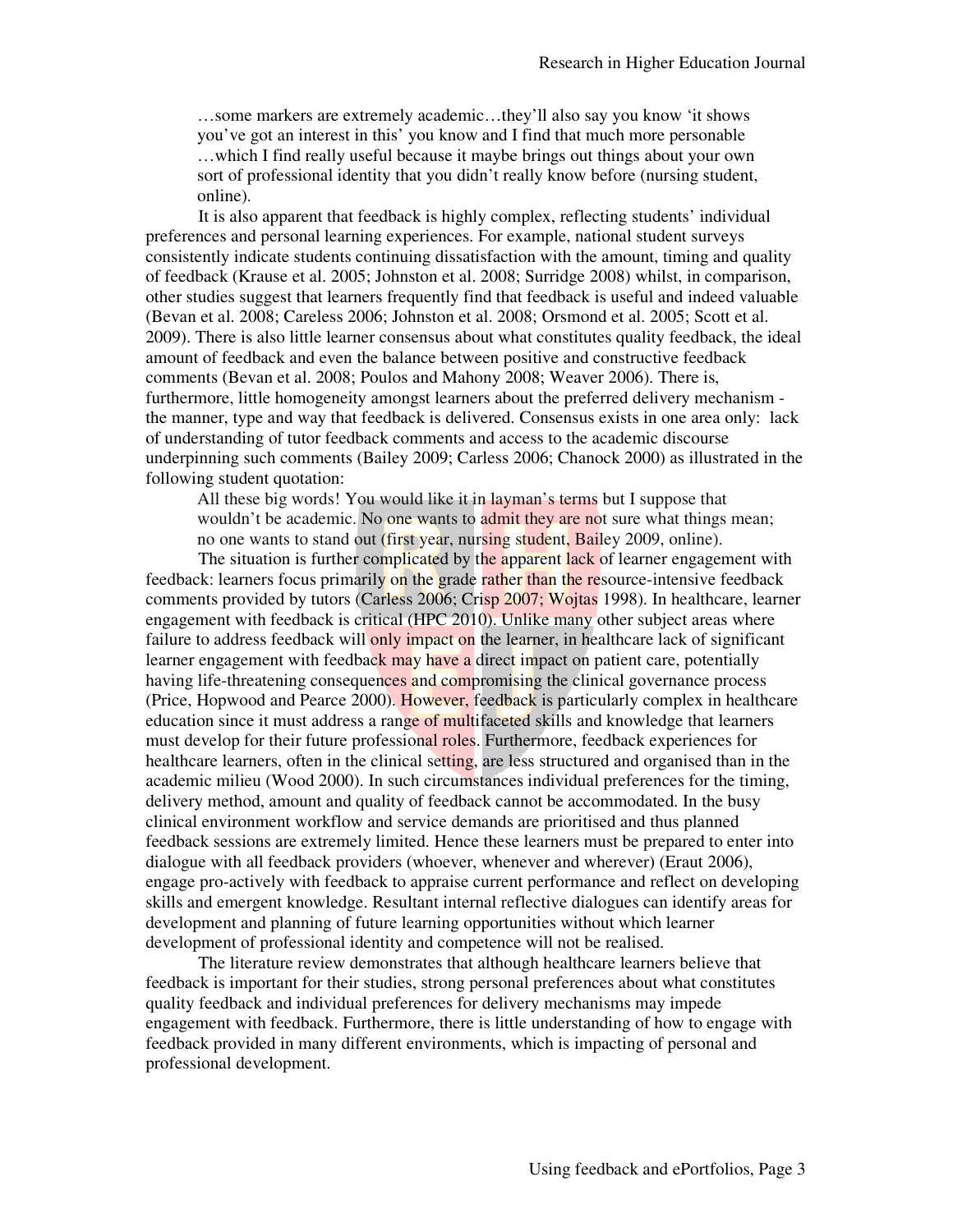> …some markers are extremely academic…they'll also say you know 'it shows you've got an interest in this' you know and I find that much more personable …which I find really useful because it maybe brings out things about your own sort of professional identity that you didn't really know before (nursing student, online).

It is also apparent that feedback is highly complex, reflecting students' individual preferences and personal learning experiences. For example, national student surveys consistently indicate students continuing dissatisfaction with the amount, timing and quality of feedback (Krause et al. 2005; Johnston et al. 2008; Surridge 2008) whilst, in comparison, other studies suggest that learners frequently find that feedback is useful and indeed valuable (Bevan et al. 2008; Careless 2006; Johnston et al. 2008; Orsmond et al. 2005; Scott et al. 2009). There is also little learner consensus about what constitutes quality feedback, the ideal amount of feedback and even the balance between positive and constructive feedback comments (Bevan et al. 2008; Poulos and Mahony 2008; Weaver 2006). There is, furthermore, little homogeneity amongst learners about the preferred delivery mechanism - the manner, type and way that feedback is delivered. Consensus exists in one area only: lack of understanding of tutor feedback comments and access to the academic discourse underpinning such comments (Bailey 2009; Carless 2006; Chanock 2000) as illustrated in the following student quotation:

> All these big words! You would like it in layman's terms but I suppose that wouldn't be academic. No one wants to admit they are not sure what things mean; no one wants to stand out (first year, nursing student, Bailey 2009, online).

The situation is further complicated by the apparent lack of learner engagement with feedback: learners focus primarily on the grade rather than the resource-intensive feedback comments provided by tutors (Carless 2006; Crisp 2007; Wojtas 1998). In healthcare, learner engagement with feedback is critical (HPC 2010). Unlike many other subject areas where failure to address feedback will only impact on the learner, in healthcare lack of significant learner engagement with feedback may have a direct impact on patient care, potentially having life-threatening consequences and compromising the clinical governance process (Price, Hopwood and Pearce 2000). However, feedback is particularly complex in healthcare education since it must address a range of multifaceted skills and knowledge that learners must develop for their future professional roles. Furthermore, feedback experiences for healthcare learners, often in the clinical setting, are less structured and organised than in the academic milieu (Wood 2000). In such circumstances individual preferences for the timing, delivery method, amount and quality of feedback cannot be accommodated. In the busy clinical environment workflow and service demands are prioritised and thus planned feedback sessions are extremely limited. Hence these learners must be prepared to enter into dialogue with all feedback providers (whoever, whenever and wherever) (Eraut 2006), engage pro-actively with feedback to appraise current performance and reflect on developing skills and emergent knowledge. Resultant internal reflective dialogues can identify areas for development and planning of future learning opportunities without which learner development of professional identity and competence will not be realised.

The literature review demonstrates that although healthcare learners believe that feedback is important for their studies, strong personal preferences about what constitutes quality feedback and individual preferences for delivery mechanisms may impede engagement with feedback. Furthermore, there is little understanding of how to engage with feedback provided in many different environments, which is impacting of personal and professional development.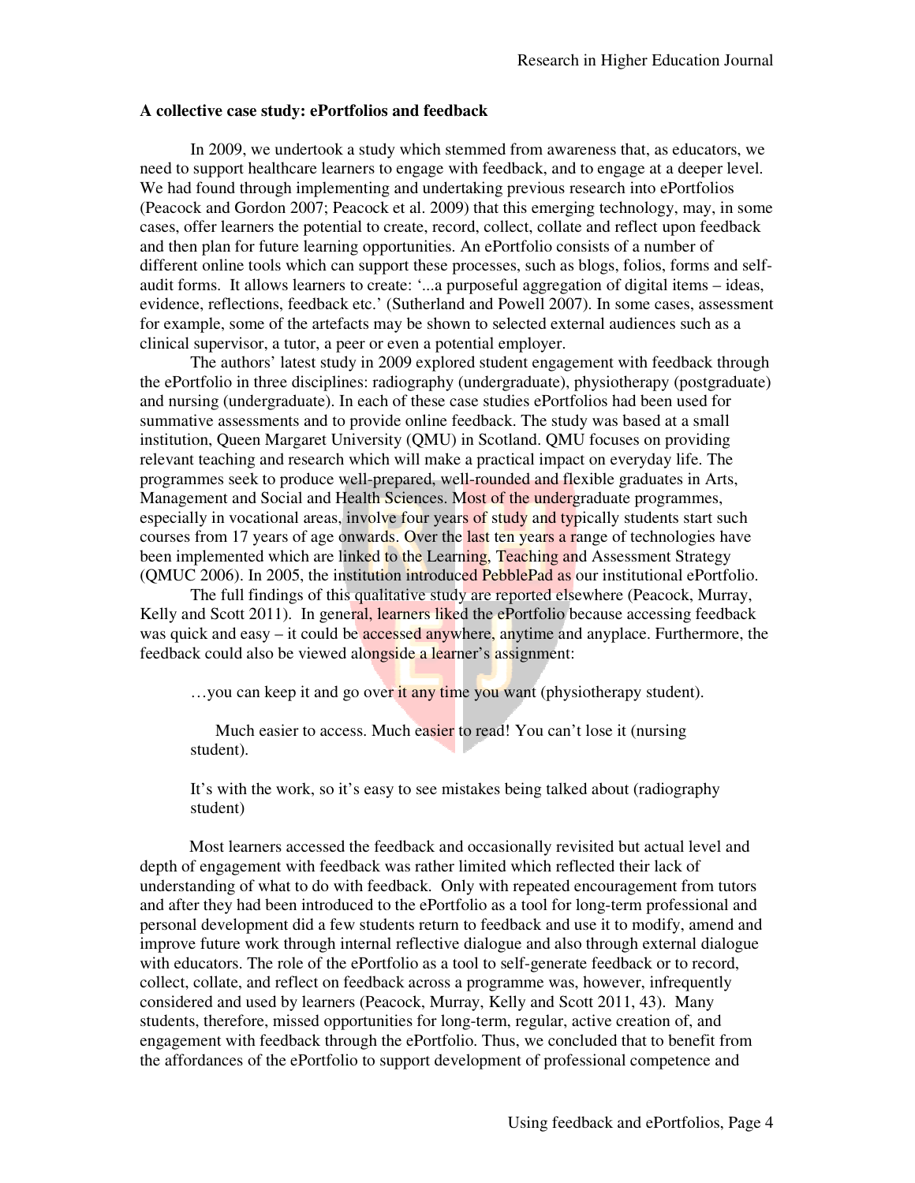**A collective case study: ePortfolios and feedback**

In 2009, we undertook a study which stemmed from awareness that, as educators, we need to support healthcare learners to engage with feedback, and to engage at a deeper level. We had found through implementing and undertaking previous research into ePortfolios (Peacock and Gordon 2007; Peacock et al. 2009) that this emerging technology, may, in some cases, offer learners the potential to create, record, collect, collate and reflect upon feedback and then plan for future learning opportunities. An ePortfolio consists of a number of different online tools which can support these processes, such as blogs, folios, forms and self-audit forms. It allows learners to create: '...a purposeful aggregation of digital items – ideas, evidence, reflections, feedback etc.' (Sutherland and Powell 2007). In some cases, assessment for example, some of the artefacts may be shown to selected external audiences such as a clinical supervisor, a tutor, a peer or even a potential employer.

The authors' latest study in 2009 explored student engagement with feedback through the ePortfolio in three disciplines: radiography (undergraduate), physiotherapy (postgraduate) and nursing (undergraduate). In each of these case studies ePortfolios had been used for summative assessments and to provide online feedback. The study was based at a small institution, Queen Margaret University (QMU) in Scotland. QMU focuses on providing relevant teaching and research which will make a practical impact on everyday life. The programmes seek to produce well-prepared, well-rounded and flexible graduates in Arts, Management and Social and Health Sciences. Most of the undergraduate programmes, especially in vocational areas, involve four years of study and typically students start such courses from 17 years of age onwards. Over the last ten years a range of technologies have been implemented which are linked to the Learning, Teaching and Assessment Strategy (QMUC 2006). In 2005, the institution introduced PebblePad as our institutional ePortfolio.

The full findings of this qualitative study are reported elsewhere (Peacock, Murray, Kelly and Scott 2011). In general, learners liked the ePortfolio because accessing feedback was quick and easy – it could be accessed anywhere, anytime and anyplace. Furthermore, the feedback could also be viewed alongside a learner's assignment:

> …you can keep it and go over it any time you want (physiotherapy student).
>
> Much easier to access. Much easier to read! You can't lose it (nursing student).
>
> It's with the work, so it's easy to see mistakes being talked about (radiography student)

Most learners accessed the feedback and occasionally revisited but actual level and depth of engagement with feedback was rather limited which reflected their lack of understanding of what to do with feedback. Only with repeated encouragement from tutors and after they had been introduced to the ePortfolio as a tool for long-term professional and personal development did a few students return to feedback and use it to modify, amend and improve future work through internal reflective dialogue and also through external dialogue with educators. The role of the ePortfolio as a tool to self-generate feedback or to record, collect, collate, and reflect on feedback across a programme was, however, infrequently considered and used by learners (Peacock, Murray, Kelly and Scott 2011, 43). Many students, therefore, missed opportunities for long-term, regular, active creation of, and engagement with feedback through the ePortfolio. Thus, we concluded that to benefit from the affordances of the ePortfolio to support development of professional competence and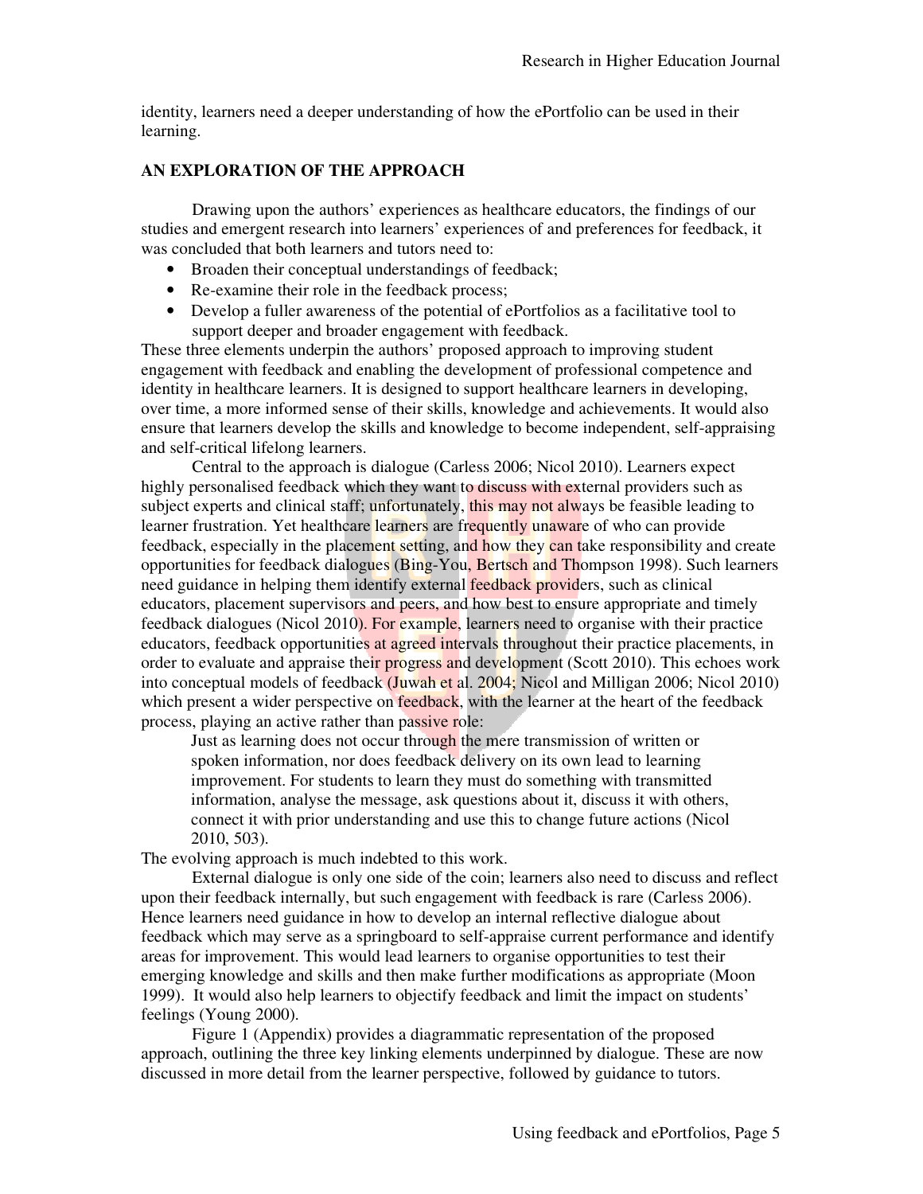identity, learners need a deeper understanding of how the ePortfolio can be used in their learning.

## AN EXPLORATION OF THE APPROACH

Drawing upon the authors' experiences as healthcare educators, the findings of our studies and emergent research into learners' experiences of and preferences for feedback, it was concluded that both learners and tutors need to:

- Broaden their conceptual understandings of feedback;
- Re-examine their role in the feedback process;
- Develop a fuller awareness of the potential of ePortfolios as a facilitative tool to support deeper and broader engagement with feedback.

These three elements underpin the authors' proposed approach to improving student engagement with feedback and enabling the development of professional competence and identity in healthcare learners. It is designed to support healthcare learners in developing, over time, a more informed sense of their skills, knowledge and achievements. It would also ensure that learners develop the skills and knowledge to become independent, self-appraising and self-critical lifelong learners.

Central to the approach is dialogue (Carless 2006; Nicol 2010). Learners expect highly personalised feedback which they want to discuss with external providers such as subject experts and clinical staff; unfortunately, this may not always be feasible leading to learner frustration. Yet healthcare learners are frequently unaware of who can provide feedback, especially in the placement setting, and how they can take responsibility and create opportunities for feedback dialogues (Bing-You, Bertsch and Thompson 1998). Such learners need guidance in helping them identify external feedback providers, such as clinical educators, placement supervisors and peers, and how best to ensure appropriate and timely feedback dialogues (Nicol 2010). For example, learners need to organise with their practice educators, feedback opportunities at agreed intervals throughout their practice placements, in order to evaluate and appraise their progress and development (Scott 2010). This echoes work into conceptual models of feedback (Juwah et al. 2004; Nicol and Milligan 2006; Nicol 2010) which present a wider perspective on feedback, with the learner at the heart of the feedback process, playing an active rather than passive role:

> Just as learning does not occur through the mere transmission of written or spoken information, nor does feedback delivery on its own lead to learning improvement. For students to learn they must do something with transmitted information, analyse the message, ask questions about it, discuss it with others, connect it with prior understanding and use this to change future actions (Nicol 2010, 503).

The evolving approach is much indebted to this work.

External dialogue is only one side of the coin; learners also need to discuss and reflect upon their feedback internally, but such engagement with feedback is rare (Carless 2006). Hence learners need guidance in how to develop an internal reflective dialogue about feedback which may serve as a springboard to self-appraise current performance and identify areas for improvement. This would lead learners to organise opportunities to test their emerging knowledge and skills and then make further modifications as appropriate (Moon 1999). It would also help learners to objectify feedback and limit the impact on students' feelings (Young 2000).

Figure 1 (Appendix) provides a diagrammatic representation of the proposed approach, outlining the three key linking elements underpinned by dialogue. These are now discussed in more detail from the learner perspective, followed by guidance to tutors.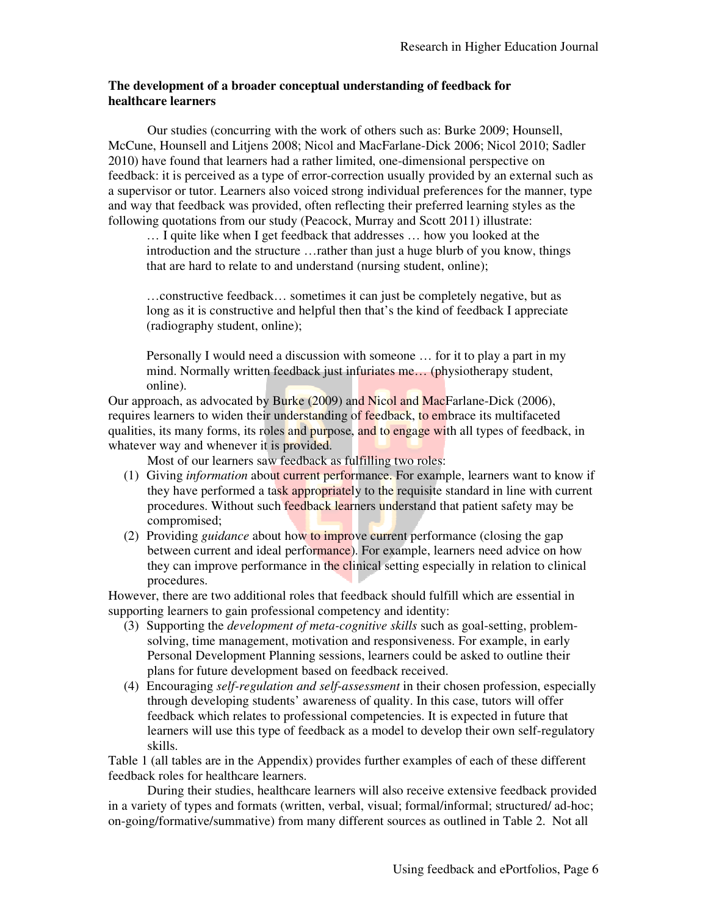**The development of a broader conceptual understanding of feedback for healthcare learners**

Our studies (concurring with the work of others such as: Burke 2009; Hounsell, McCune, Hounsell and Litjens 2008; Nicol and MacFarlane-Dick 2006; Nicol 2010; Sadler 2010) have found that learners had a rather limited, one-dimensional perspective on feedback: it is perceived as a type of error-correction usually provided by an external such as a supervisor or tutor. Learners also voiced strong individual preferences for the manner, type and way that feedback was provided, often reflecting their preferred learning styles as the following quotations from our study (Peacock, Murray and Scott 2011) illustrate:

> … I quite like when I get feedback that addresses … how you looked at the introduction and the structure …rather than just a huge blurb of you know, things that are hard to relate to and understand (nursing student, online);
>
> …constructive feedback… sometimes it can just be completely negative, but as long as it is constructive and helpful then that's the kind of feedback I appreciate (radiography student, online);
>
> Personally I would need a discussion with someone … for it to play a part in my mind. Normally written feedback just infuriates me… (physiotherapy student, online).

Our approach, as advocated by Burke (2009) and Nicol and MacFarlane-Dick (2006), requires learners to widen their understanding of feedback, to embrace its multifaceted qualities, its many forms, its roles and purpose, and to engage with all types of feedback, in whatever way and whenever it is provided.

Most of our learners saw feedback as fulfilling two roles:

1. Giving *information* about current performance. For example, learners want to know if they have performed a task appropriately to the requisite standard in line with current procedures. Without such feedback learners understand that patient safety may be compromised;
2. Providing *guidance* about how to improve current performance (closing the gap between current and ideal performance). For example, learners need advice on how they can improve performance in the clinical setting especially in relation to clinical procedures.

However, there are two additional roles that feedback should fulfill which are essential in supporting learners to gain professional competency and identity:

3. Supporting the *development of meta-cognitive skills* such as goal-setting, problem-solving, time management, motivation and responsiveness. For example, in early Personal Development Planning sessions, learners could be asked to outline their plans for future development based on feedback received.
4. Encouraging *self-regulation and self-assessment* in their chosen profession, especially through developing students' awareness of quality. In this case, tutors will offer feedback which relates to professional competencies. It is expected in future that learners will use this type of feedback as a model to develop their own self-regulatory skills.

Table 1 (all tables are in the Appendix) provides further examples of each of these different feedback roles for healthcare learners.

During their studies, healthcare learners will also receive extensive feedback provided in a variety of types and formats (written, verbal, visual; formal/informal; structured/ ad-hoc; on-going/formative/summative) from many different sources as outlined in Table 2. Not all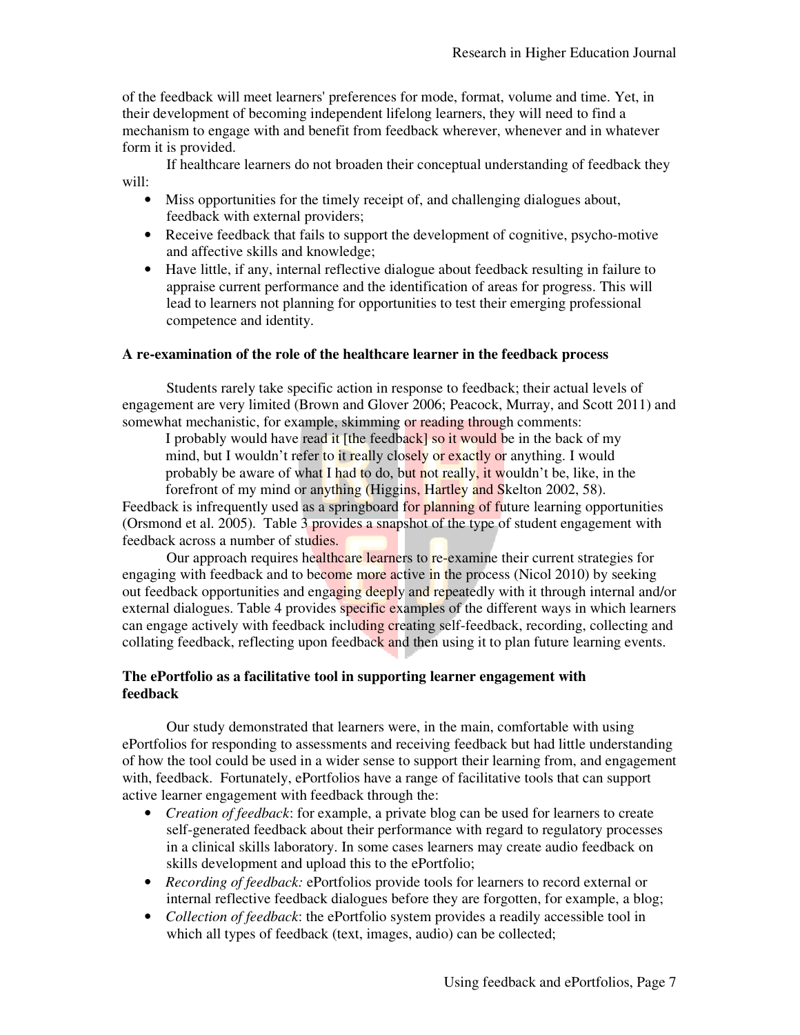of the feedback will meet learners' preferences for mode, format, volume and time. Yet, in their development of becoming independent lifelong learners, they will need to find a mechanism to engage with and benefit from feedback wherever, whenever and in whatever form it is provided.

If healthcare learners do not broaden their conceptual understanding of feedback they will:

- Miss opportunities for the timely receipt of, and challenging dialogues about, feedback with external providers;
- Receive feedback that fails to support the development of cognitive, psycho-motive and affective skills and knowledge;
- Have little, if any, internal reflective dialogue about feedback resulting in failure to appraise current performance and the identification of areas for progress. This will lead to learners not planning for opportunities to test their emerging professional competence and identity.

**A re-examination of the role of the healthcare learner in the feedback process**

Students rarely take specific action in response to feedback; their actual levels of engagement are very limited (Brown and Glover 2006; Peacock, Murray, and Scott 2011) and somewhat mechanistic, for example, skimming or reading through comments:

> I probably would have read it [the feedback] so it would be in the back of my mind, but I wouldn't refer to it really closely or exactly or anything. I would probably be aware of what I had to do, but not really, it wouldn't be, like, in the forefront of my mind or anything (Higgins, Hartley and Skelton 2002, 58).

Feedback is infrequently used as a springboard for planning of future learning opportunities (Orsmond et al. 2005). Table 3 provides a snapshot of the type of student engagement with feedback across a number of studies.

Our approach requires healthcare learners to re-examine their current strategies for engaging with feedback and to become more active in the process (Nicol 2010) by seeking out feedback opportunities and engaging deeply and repeatedly with it through internal and/or external dialogues. Table 4 provides specific examples of the different ways in which learners can engage actively with feedback including creating self-feedback, recording, collecting and collating feedback, reflecting upon feedback and then using it to plan future learning events.

**The ePortfolio as a facilitative tool in supporting learner engagement with feedback**

Our study demonstrated that learners were, in the main, comfortable with using ePortfolios for responding to assessments and receiving feedback but had little understanding of how the tool could be used in a wider sense to support their learning from, and engagement with, feedback. Fortunately, ePortfolios have a range of facilitative tools that can support active learner engagement with feedback through the:

- *Creation of feedback*: for example, a private blog can be used for learners to create self-generated feedback about their performance with regard to regulatory processes in a clinical skills laboratory. In some cases learners may create audio feedback on skills development and upload this to the ePortfolio;
- *Recording of feedback:* ePortfolios provide tools for learners to record external or internal reflective feedback dialogues before they are forgotten, for example, a blog;
- *Collection of feedback*: the ePortfolio system provides a readily accessible tool in which all types of feedback (text, images, audio) can be collected;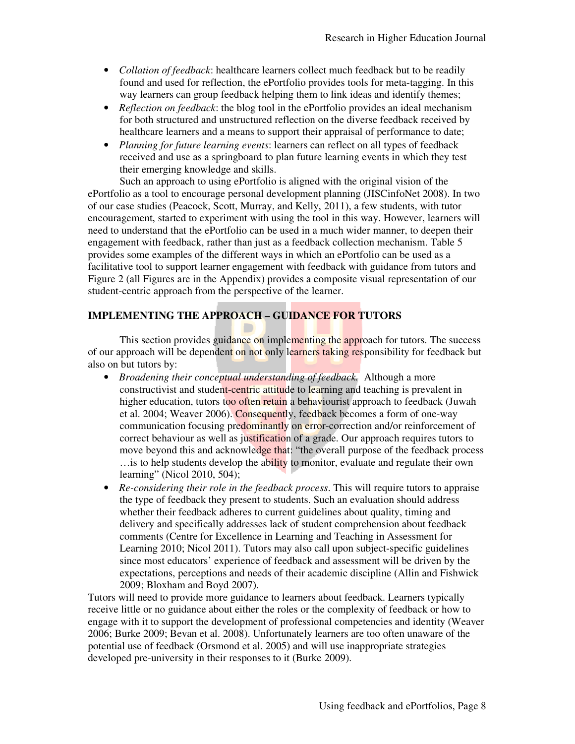- *Collation of feedback*: healthcare learners collect much feedback but to be readily found and used for reflection, the ePortfolio provides tools for meta-tagging. In this way learners can group feedback helping them to link ideas and identify themes;
- *Reflection on feedback*: the blog tool in the ePortfolio provides an ideal mechanism for both structured and unstructured reflection on the diverse feedback received by healthcare learners and a means to support their appraisal of performance to date;
- *Planning for future learning events*: learners can reflect on all types of feedback received and use as a springboard to plan future learning events in which they test their emerging knowledge and skills.

Such an approach to using ePortfolio is aligned with the original vision of the ePortfolio as a tool to encourage personal development planning (JISCinfoNet 2008). In two of our case studies (Peacock, Scott, Murray, and Kelly, 2011), a few students, with tutor encouragement, started to experiment with using the tool in this way. However, learners will need to understand that the ePortfolio can be used in a much wider manner, to deepen their engagement with feedback, rather than just as a feedback collection mechanism. Table 5 provides some examples of the different ways in which an ePortfolio can be used as a facilitative tool to support learner engagement with feedback with guidance from tutors and Figure 2 (all Figures are in the Appendix) provides a composite visual representation of our student-centric approach from the perspective of the learner.

## IMPLEMENTING THE APPROACH – GUIDANCE FOR TUTORS

This section provides guidance on implementing the approach for tutors. The success of our approach will be dependent on not only learners taking responsibility for feedback but also on but tutors by:

- *Broadening their conceptual understanding of feedback.* Although a more constructivist and student-centric attitude to learning and teaching is prevalent in higher education, tutors too often retain a behaviourist approach to feedback (Juwah et al. 2004; Weaver 2006). Consequently, feedback becomes a form of one-way communication focusing predominantly on error-correction and/or reinforcement of correct behaviour as well as justification of a grade. Our approach requires tutors to move beyond this and acknowledge that: "the overall purpose of the feedback process …is to help students develop the ability to monitor, evaluate and regulate their own learning" (Nicol 2010, 504);
- *Re-considering their role in the feedback process*. This will require tutors to appraise the type of feedback they present to students. Such an evaluation should address whether their feedback adheres to current guidelines about quality, timing and delivery and specifically addresses lack of student comprehension about feedback comments (Centre for Excellence in Learning and Teaching in Assessment for Learning 2010; Nicol 2011). Tutors may also call upon subject-specific guidelines since most educators' experience of feedback and assessment will be driven by the expectations, perceptions and needs of their academic discipline (Allin and Fishwick 2009; Bloxham and Boyd 2007).

Tutors will need to provide more guidance to learners about feedback. Learners typically receive little or no guidance about either the roles or the complexity of feedback or how to engage with it to support the development of professional competencies and identity (Weaver 2006; Burke 2009; Bevan et al. 2008). Unfortunately learners are too often unaware of the potential use of feedback (Orsmond et al. 2005) and will use inappropriate strategies developed pre-university in their responses to it (Burke 2009).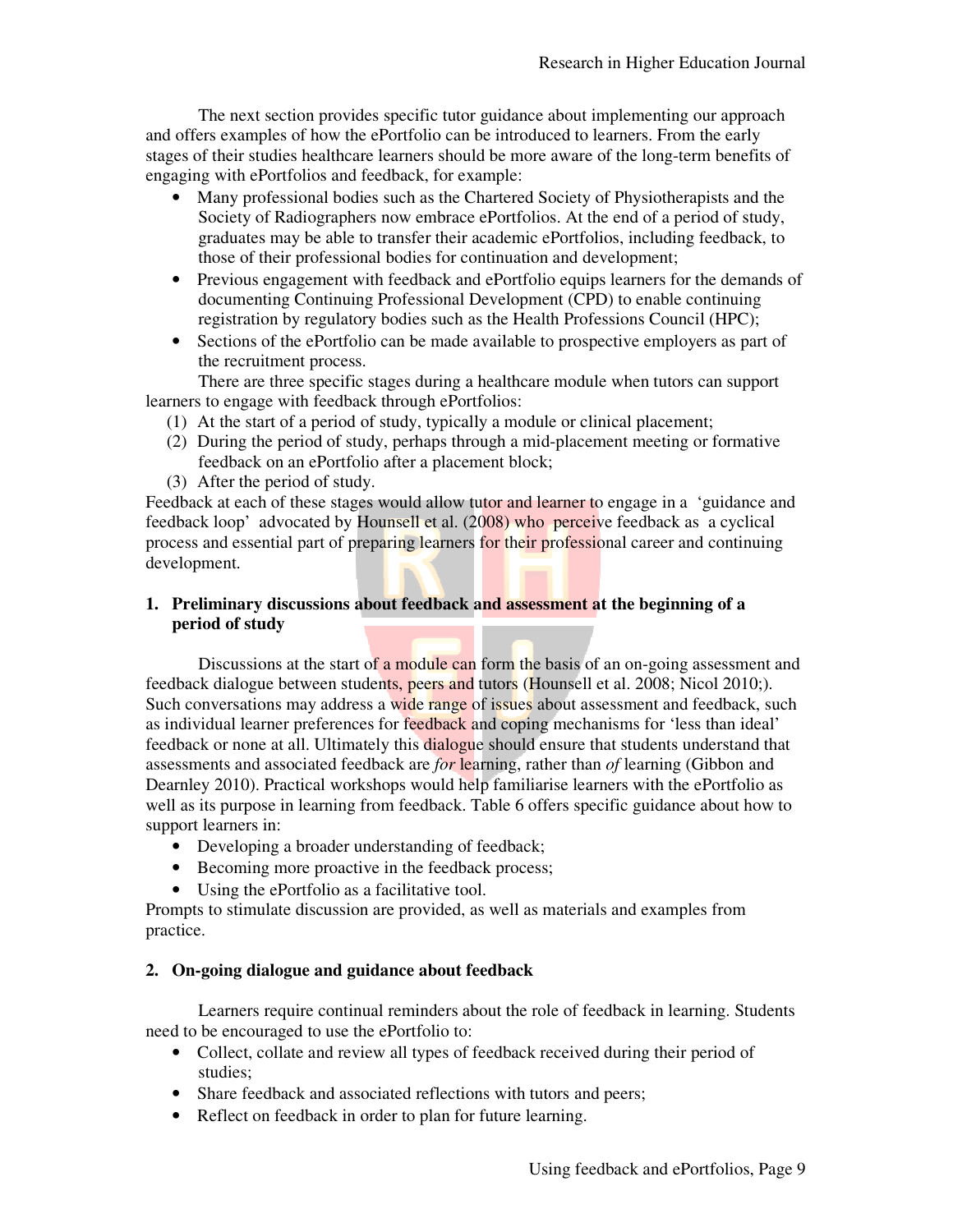The next section provides specific tutor guidance about implementing our approach and offers examples of how the ePortfolio can be introduced to learners. From the early stages of their studies healthcare learners should be more aware of the long-term benefits of engaging with ePortfolios and feedback, for example:

- Many professional bodies such as the Chartered Society of Physiotherapists and the Society of Radiographers now embrace ePortfolios. At the end of a period of study, graduates may be able to transfer their academic ePortfolios, including feedback, to those of their professional bodies for continuation and development;
- Previous engagement with feedback and ePortfolio equips learners for the demands of documenting Continuing Professional Development (CPD) to enable continuing registration by regulatory bodies such as the Health Professions Council (HPC);
- Sections of the ePortfolio can be made available to prospective employers as part of the recruitment process.

There are three specific stages during a healthcare module when tutors can support learners to engage with feedback through ePortfolios:

(1) At the start of a period of study, typically a module or clinical placement;
(2) During the period of study, perhaps through a mid-placement meeting or formative feedback on an ePortfolio after a placement block;
(3) After the period of study.

Feedback at each of these stages would allow tutor and learner to engage in a 'guidance and feedback loop' advocated by Hounsell et al. (2008) who perceive feedback as a cyclical process and essential part of preparing learners for their professional career and continuing development.

## 1. Preliminary discussions about feedback and assessment at the beginning of a period of study

Discussions at the start of a module can form the basis of an on-going assessment and feedback dialogue between students, peers and tutors (Hounsell et al. 2008; Nicol 2010;). Such conversations may address a wide range of issues about assessment and feedback, such as individual learner preferences for feedback and coping mechanisms for 'less than ideal' feedback or none at all. Ultimately this dialogue should ensure that students understand that assessments and associated feedback are *for* learning, rather than *of* learning (Gibbon and Dearnley 2010). Practical workshops would help familiarise learners with the ePortfolio as well as its purpose in learning from feedback. Table 6 offers specific guidance about how to support learners in:

- Developing a broader understanding of feedback;
- Becoming more proactive in the feedback process;
- Using the ePortfolio as a facilitative tool.

Prompts to stimulate discussion are provided, as well as materials and examples from practice.

## 2. On-going dialogue and guidance about feedback

Learners require continual reminders about the role of feedback in learning. Students need to be encouraged to use the ePortfolio to:

- Collect, collate and review all types of feedback received during their period of studies;
- Share feedback and associated reflections with tutors and peers;
- Reflect on feedback in order to plan for future learning.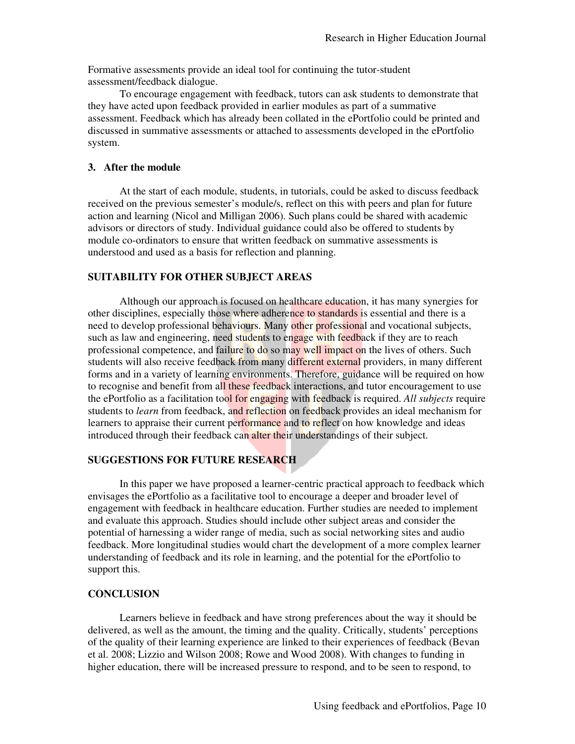Formative assessments provide an ideal tool for continuing the tutor-student assessment/feedback dialogue.

To encourage engagement with feedback, tutors can ask students to demonstrate that they have acted upon feedback provided in earlier modules as part of a summative assessment. Feedback which has already been collated in the ePortfolio could be printed and discussed in summative assessments or attached to assessments developed in the ePortfolio system.

### 3. After the module

At the start of each module, students, in tutorials, could be asked to discuss feedback received on the previous semester's module/s, reflect on this with peers and plan for future action and learning (Nicol and Milligan 2006). Such plans could be shared with academic advisors or directors of study. Individual guidance could also be offered to students by module co-ordinators to ensure that written feedback on summative assessments is understood and used as a basis for reflection and planning.

## SUITABILITY FOR OTHER SUBJECT AREAS

Although our approach is focused on healthcare education, it has many synergies for other disciplines, especially those where adherence to standards is essential and there is a need to develop professional behaviours. Many other professional and vocational subjects, such as law and engineering, need students to engage with feedback if they are to reach professional competence, and failure to do so may well impact on the lives of others. Such students will also receive feedback from many different external providers, in many different forms and in a variety of learning environments. Therefore, guidance will be required on how to recognise and benefit from all these feedback interactions, and tutor encouragement to use the ePortfolio as a facilitation tool for engaging with feedback is required. *All subjects* require students to *learn* from feedback, and reflection on feedback provides an ideal mechanism for learners to appraise their current performance and to reflect on how knowledge and ideas introduced through their feedback can alter their understandings of their subject.

## SUGGESTIONS FOR FUTURE RESEARCH

In this paper we have proposed a learner-centric practical approach to feedback which envisages the ePortfolio as a facilitative tool to encourage a deeper and broader level of engagement with feedback in healthcare education. Further studies are needed to implement and evaluate this approach. Studies should include other subject areas and consider the potential of harnessing a wider range of media, such as social networking sites and audio feedback. More longitudinal studies would chart the development of a more complex learner understanding of feedback and its role in learning, and the potential for the ePortfolio to support this.

## CONCLUSION

Learners believe in feedback and have strong preferences about the way it should be delivered, as well as the amount, the timing and the quality. Critically, students' perceptions of the quality of their learning experience are linked to their experiences of feedback (Bevan et al. 2008; Lizzio and Wilson 2008; Rowe and Wood 2008). With changes to funding in higher education, there will be increased pressure to respond, and to be seen to respond, to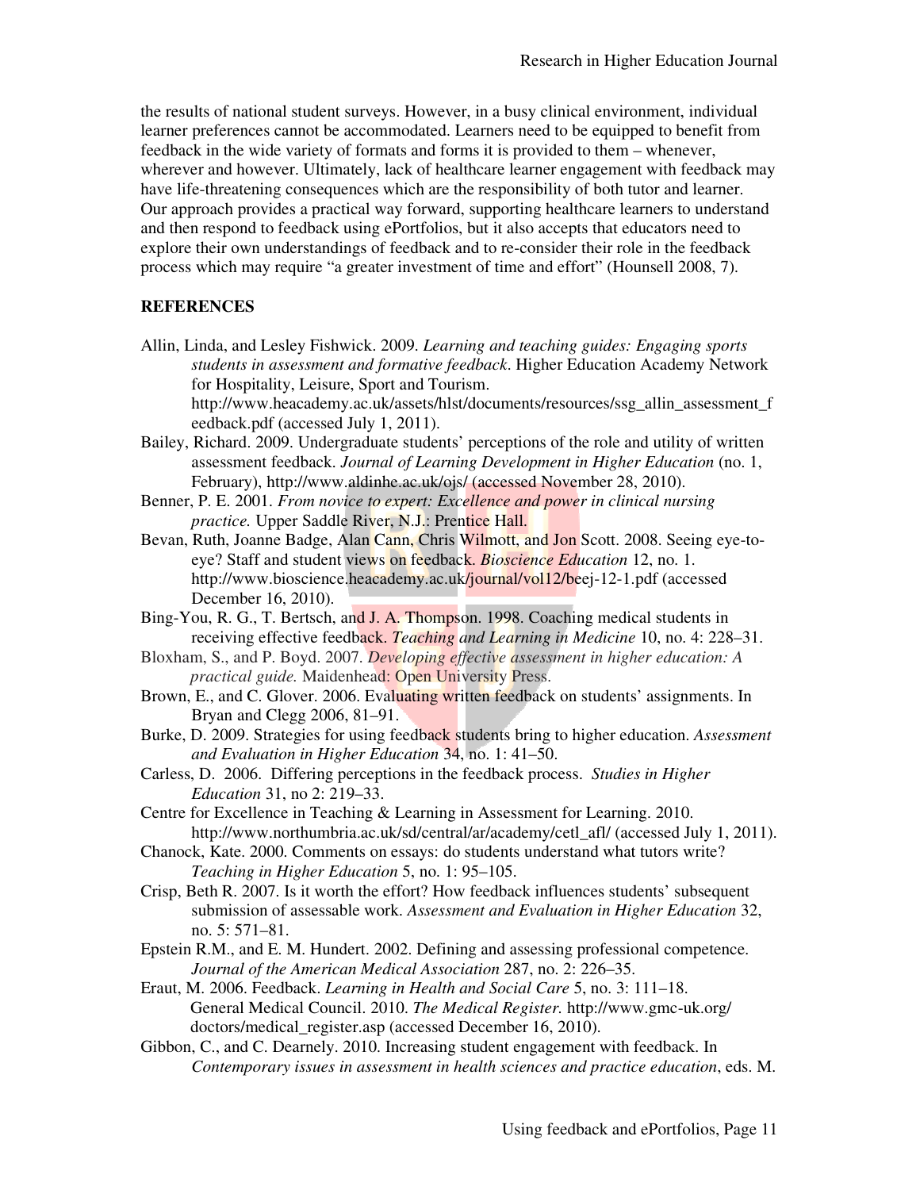the results of national student surveys. However, in a busy clinical environment, individual learner preferences cannot be accommodated. Learners need to be equipped to benefit from feedback in the wide variety of formats and forms it is provided to them – whenever, wherever and however. Ultimately, lack of healthcare learner engagement with feedback may have life-threatening consequences which are the responsibility of both tutor and learner. Our approach provides a practical way forward, supporting healthcare learners to understand and then respond to feedback using ePortfolios, but it also accepts that educators need to explore their own understandings of feedback and to re-consider their role in the feedback process which may require "a greater investment of time and effort" (Hounsell 2008, 7).

**REFERENCES**

Allin, Linda, and Lesley Fishwick. 2009. *Learning and teaching guides: Engaging sports students in assessment and formative feedback*. Higher Education Academy Network for Hospitality, Leisure, Sport and Tourism. http://www.heacademy.ac.uk/assets/hlst/documents/resources/ssg_allin_assessment_feedback.pdf (accessed July 1, 2011).

Bailey, Richard. 2009. Undergraduate students' perceptions of the role and utility of written assessment feedback. *Journal of Learning Development in Higher Education* (no. 1, February), http://www.aldinhe.ac.uk/ojs/ (accessed November 28, 2010).

Benner, P. E. 2001. *From novice to expert: Excellence and power in clinical nursing practice.* Upper Saddle River, N.J.: Prentice Hall.

Bevan, Ruth, Joanne Badge, Alan Cann, Chris Wilmott, and Jon Scott. 2008. Seeing eye-to-eye? Staff and student views on feedback. *Bioscience Education* 12, no. 1. http://www.bioscience.heacademy.ac.uk/journal/vol12/beej-12-1.pdf (accessed December 16, 2010).

Bing-You, R. G., T. Bertsch, and J. A. Thompson. 1998. Coaching medical students in receiving effective feedback. *Teaching and Learning in Medicine* 10, no. 4: 228–31.

Bloxham, S., and P. Boyd. 2007. *Developing effective assessment in higher education: A practical guide.* Maidenhead: Open University Press.

Brown, E., and C. Glover. 2006. Evaluating written feedback on students' assignments. In Bryan and Clegg 2006, 81–91.

Burke, D. 2009. Strategies for using feedback students bring to higher education. *Assessment and Evaluation in Higher Education* 34, no. 1: 41–50.

Carless, D. 2006. Differing perceptions in the feedback process. *Studies in Higher Education* 31, no 2: 219–33.

Centre for Excellence in Teaching & Learning in Assessment for Learning. 2010. http://www.northumbria.ac.uk/sd/central/ar/academy/cetl_afl/ (accessed July 1, 2011).

Chanock, Kate. 2000. Comments on essays: do students understand what tutors write? *Teaching in Higher Education* 5, no. 1: 95–105.

Crisp, Beth R. 2007. Is it worth the effort? How feedback influences students' subsequent submission of assessable work. *Assessment and Evaluation in Higher Education* 32, no. 5: 571–81.

Epstein R.M., and E. M. Hundert. 2002. Defining and assessing professional competence. *Journal of the American Medical Association* 287, no. 2: 226–35.

Eraut, M. 2006. Feedback. *Learning in Health and Social Care* 5, no. 3: 111–18.

General Medical Council. 2010. *The Medical Register.* http://www.gmc-uk.org/doctors/medical_register.asp (accessed December 16, 2010).

Gibbon, C., and C. Dearnely. 2010. Increasing student engagement with feedback. In *Contemporary issues in assessment in health sciences and practice education*, eds. M.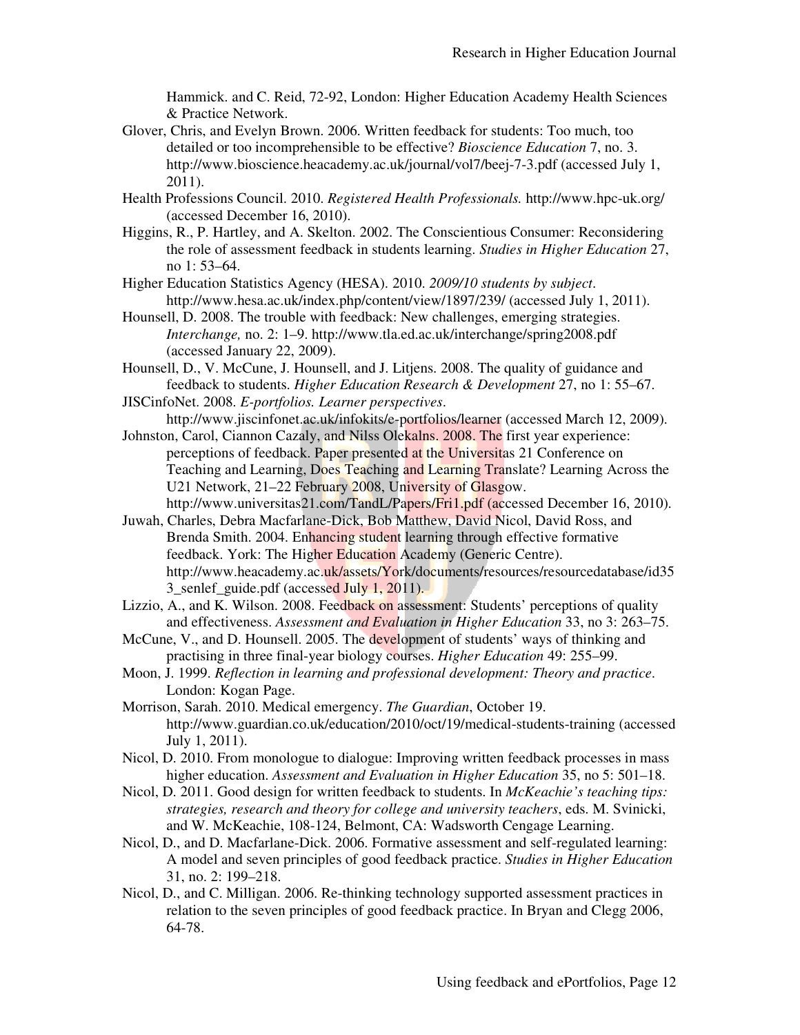Hammick. and C. Reid, 72-92, London: Higher Education Academy Health Sciences & Practice Network.

Glover, Chris, and Evelyn Brown. 2006. Written feedback for students: Too much, too detailed or too incomprehensible to be effective? *Bioscience Education* 7, no. 3. http://www.bioscience.heacademy.ac.uk/journal/vol7/beej-7-3.pdf (accessed July 1, 2011).

Health Professions Council. 2010. *Registered Health Professionals.* http://www.hpc-uk.org/ (accessed December 16, 2010).

Higgins, R., P. Hartley, and A. Skelton. 2002. The Conscientious Consumer: Reconsidering the role of assessment feedback in students learning. *Studies in Higher Education* 27, no 1: 53–64.

Higher Education Statistics Agency (HESA). 2010. *2009/10 students by subject*. http://www.hesa.ac.uk/index.php/content/view/1897/239/ (accessed July 1, 2011).

Hounsell, D. 2008. The trouble with feedback: New challenges, emerging strategies. *Interchange,* no. 2: 1–9. http://www.tla.ed.ac.uk/interchange/spring2008.pdf (accessed January 22, 2009).

Hounsell, D., V. McCune, J. Hounsell, and J. Litjens. 2008. The quality of guidance and feedback to students. *Higher Education Research & Development* 27, no 1: 55–67.

JISCinfoNet. 2008. *E-portfolios. Learner perspectives*. http://www.jiscinfonet.ac.uk/infokits/e-portfolios/learner (accessed March 12, 2009).

Johnston, Carol, Ciannon Cazaly, and Nilss Olekalns. 2008. The first year experience: perceptions of feedback. Paper presented at the Universitas 21 Conference on Teaching and Learning, Does Teaching and Learning Translate? Learning Across the U21 Network, 21–22 February 2008, University of Glasgow. http://www.universitas21.com/TandL/Papers/Fri1.pdf (accessed December 16, 2010).

Juwah, Charles, Debra Macfarlane-Dick, Bob Matthew, David Nicol, David Ross, and Brenda Smith. 2004. Enhancing student learning through effective formative feedback. York: The Higher Education Academy (Generic Centre). http://www.heacademy.ac.uk/assets/York/documents/resources/resourcedatabase/id353_senlef_guide.pdf (accessed July 1, 2011).

Lizzio, A., and K. Wilson. 2008. Feedback on assessment: Students' perceptions of quality and effectiveness. *Assessment and Evaluation in Higher Education* 33, no 3: 263–75.

McCune, V., and D. Hounsell. 2005. The development of students' ways of thinking and practising in three final-year biology courses. *Higher Education* 49: 255–99.

Moon, J. 1999. *Reflection in learning and professional development: Theory and practice*. London: Kogan Page.

Morrison, Sarah. 2010. Medical emergency. *The Guardian*, October 19. http://www.guardian.co.uk/education/2010/oct/19/medical-students-training (accessed July 1, 2011).

Nicol, D. 2010. From monologue to dialogue: Improving written feedback processes in mass higher education. *Assessment and Evaluation in Higher Education* 35, no 5: 501–18.

Nicol, D. 2011. Good design for written feedback to students. In *McKeachie's teaching tips: strategies, research and theory for college and university teachers*, eds. M. Svinicki, and W. McKeachie, 108-124, Belmont, CA: Wadsworth Cengage Learning.

Nicol, D., and D. Macfarlane-Dick. 2006. Formative assessment and self-regulated learning: A model and seven principles of good feedback practice. *Studies in Higher Education* 31, no. 2: 199–218.

Nicol, D., and C. Milligan. 2006. Re-thinking technology supported assessment practices in relation to the seven principles of good feedback practice. In Bryan and Clegg 2006, 64-78.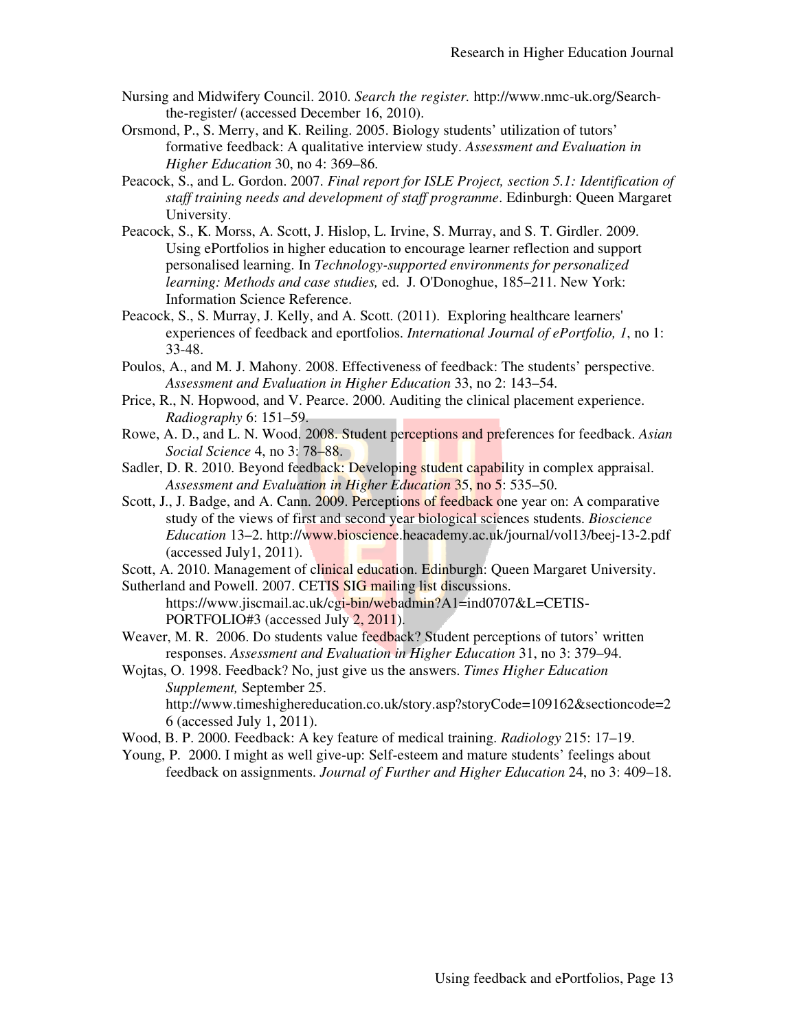Nursing and Midwifery Council. 2010. *Search the register.* http://www.nmc-uk.org/Search-the-register/ (accessed December 16, 2010).

Orsmond, P., S. Merry, and K. Reiling. 2005. Biology students' utilization of tutors' formative feedback: A qualitative interview study. *Assessment and Evaluation in Higher Education* 30, no 4: 369–86.

Peacock, S., and L. Gordon. 2007. *Final report for ISLE Project, section 5.1: Identification of staff training needs and development of staff programme*. Edinburgh: Queen Margaret University.

Peacock, S., K. Morss, A. Scott, J. Hislop, L. Irvine, S. Murray, and S. T. Girdler. 2009. Using ePortfolios in higher education to encourage learner reflection and support personalised learning. In *Technology-supported environments for personalized learning: Methods and case studies,* ed. J. O'Donoghue, 185–211. New York: Information Science Reference.

Peacock, S., S. Murray, J. Kelly, and A. Scott. (2011). Exploring healthcare learners' experiences of feedback and eportfolios. *International Journal of ePortfolio, 1*, no 1: 33-48.

Poulos, A., and M. J. Mahony. 2008. Effectiveness of feedback: The students' perspective. *Assessment and Evaluation in Higher Education* 33, no 2: 143–54.

Price, R., N. Hopwood, and V. Pearce. 2000. Auditing the clinical placement experience. *Radiography* 6: 151–59.

Rowe, A. D., and L. N. Wood. 2008. Student perceptions and preferences for feedback. *Asian Social Science* 4, no 3: 78–88.

Sadler, D. R. 2010. Beyond feedback: Developing student capability in complex appraisal. *Assessment and Evaluation in Higher Education* 35, no 5: 535–50.

Scott, J., J. Badge, and A. Cann. 2009. Perceptions of feedback one year on: A comparative study of the views of first and second year biological sciences students. *Bioscience Education* 13–2. http://www.bioscience.heacademy.ac.uk/journal/vol13/beej-13-2.pdf (accessed July1, 2011).

Scott, A. 2010. Management of clinical education. Edinburgh: Queen Margaret University.

Sutherland and Powell. 2007. CETIS SIG mailing list discussions. https://www.jiscmail.ac.uk/cgi-bin/webadmin?A1=ind0707&L=CETIS-PORTFOLIO#3 (accessed July 2, 2011).

Weaver, M. R. 2006. Do students value feedback? Student perceptions of tutors' written responses. *Assessment and Evaluation in Higher Education* 31, no 3: 379–94.

Wojtas, O. 1998. Feedback? No, just give us the answers. *Times Higher Education Supplement,* September 25. http://www.timeshighereducation.co.uk/story.asp?storyCode=109162&sectioncode=26 (accessed July 1, 2011).

Wood, B. P. 2000. Feedback: A key feature of medical training. *Radiology* 215: 17–19.

Young, P. 2000. I might as well give-up: Self-esteem and mature students' feelings about feedback on assignments. *Journal of Further and Higher Education* 24, no 3: 409–18.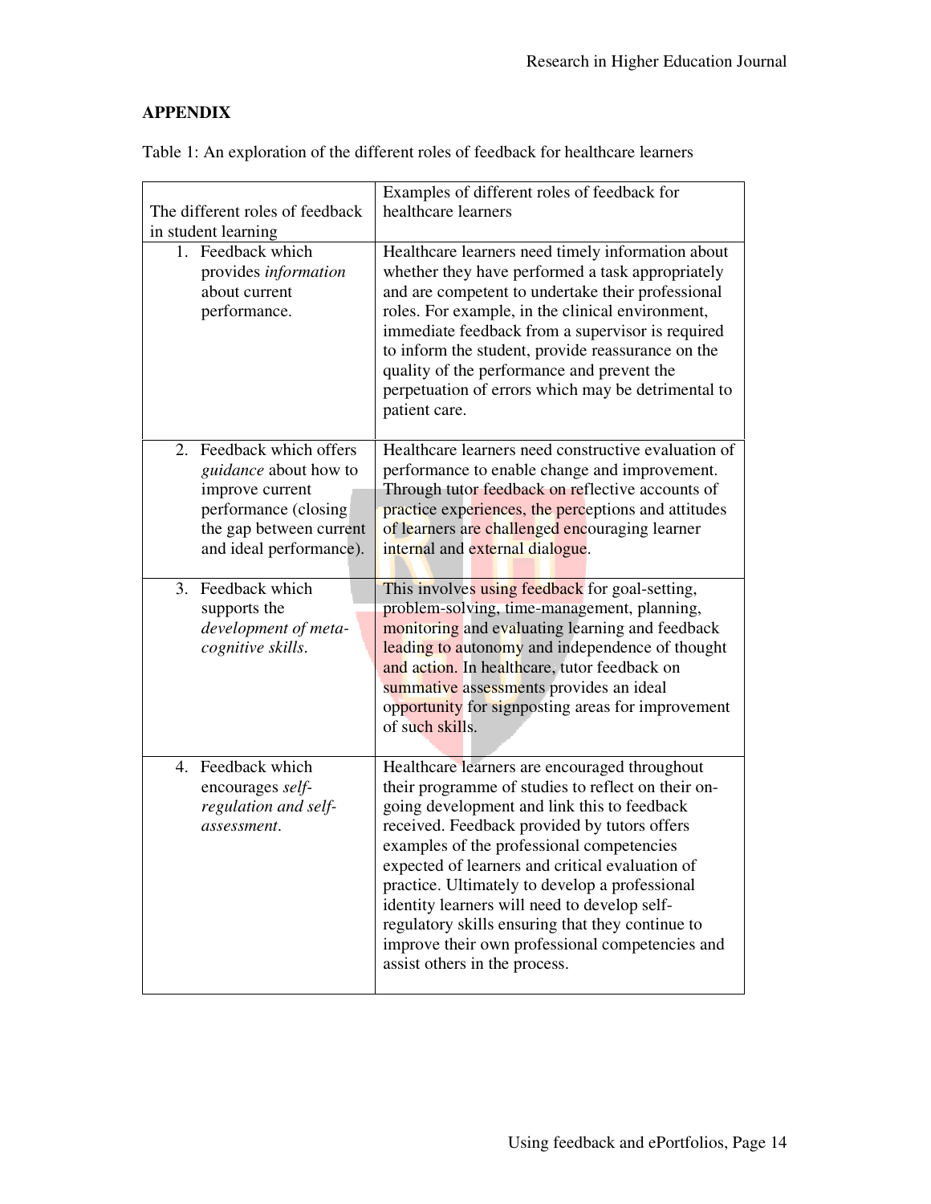**APPENDIX**

Table 1: An exploration of the different roles of feedback for healthcare learners

| The different roles of feedback in student learning | Examples of different roles of feedback for healthcare learners |
|---|---|
| 1. Feedback which provides *information* about current performance. | Healthcare learners need timely information about whether they have performed a task appropriately and are competent to undertake their professional roles. For example, in the clinical environment, immediate feedback from a supervisor is required to inform the student, provide reassurance on the quality of the performance and prevent the perpetuation of errors which may be detrimental to patient care. |
| 2. Feedback which offers *guidance* about how to improve current performance (closing the gap between current and ideal performance). | Healthcare learners need constructive evaluation of performance to enable change and improvement. Through tutor feedback on reflective accounts of practice experiences, the perceptions and attitudes of learners are challenged encouraging learner internal and external dialogue. |
| 3. Feedback which supports the *development of meta-cognitive skills*. | This involves using feedback for goal-setting, problem-solving, time-management, planning, monitoring and evaluating learning and feedback leading to autonomy and independence of thought and action. In healthcare, tutor feedback on summative assessments provides an ideal opportunity for signposting areas for improvement of such skills. |
| 4. Feedback which encourages *self-regulation and self-assessment*. | Healthcare learners are encouraged throughout their programme of studies to reflect on their on-going development and link this to feedback received. Feedback provided by tutors offers examples of the professional competencies expected of learners and critical evaluation of practice. Ultimately to develop a professional identity learners will need to develop self-regulatory skills ensuring that they continue to improve their own professional competencies and assist others in the process. |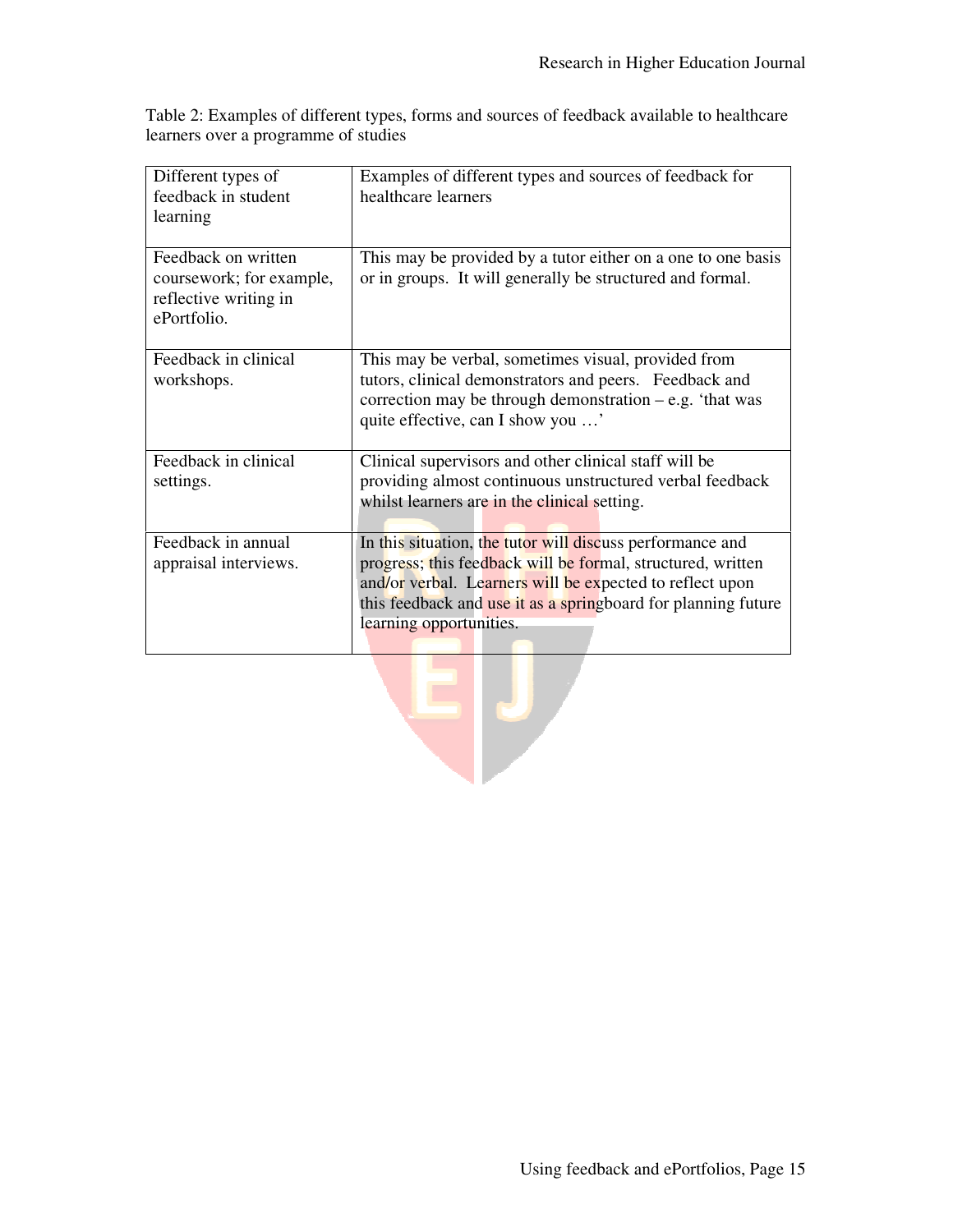Table 2: Examples of different types, forms and sources of feedback available to healthcare learners over a programme of studies

| Different types of feedback in student learning | Examples of different types and sources of feedback for healthcare learners |
| --- | --- |
| Feedback on written coursework; for example, reflective writing in ePortfolio. | This may be provided by a tutor either on a one to one basis or in groups. It will generally be structured and formal. |
| Feedback in clinical workshops. | This may be verbal, sometimes visual, provided from tutors, clinical demonstrators and peers. Feedback and correction may be through demonstration – e.g. 'that was quite effective, can I show you …' |
| Feedback in clinical settings. | Clinical supervisors and other clinical staff will be providing almost continuous unstructured verbal feedback whilst learners are in the clinical setting. |
| Feedback in annual appraisal interviews. | In this situation, the tutor will discuss performance and progress; this feedback will be formal, structured, written and/or verbal. Learners will be expected to reflect upon this feedback and use it as a springboard for planning future learning opportunities. |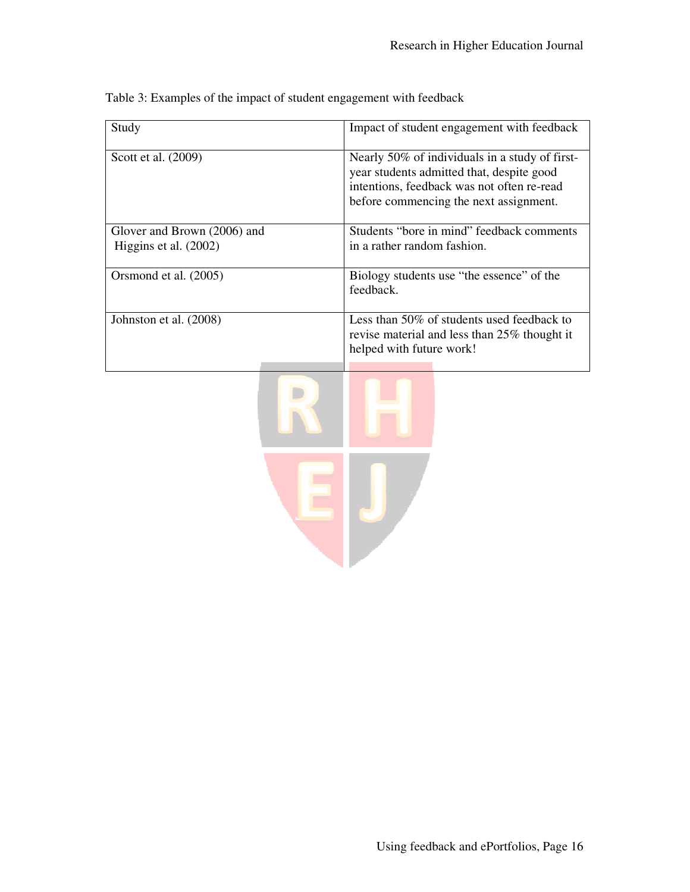Table 3: Examples of the impact of student engagement with feedback

| Study | Impact of student engagement with feedback |
|---|---|
| Scott et al. (2009) | Nearly 50% of individuals in a study of first-year students admitted that, despite good intentions, feedback was not often re-read before commencing the next assignment. |
| Glover and Brown (2006) and Higgins et al. (2002) | Students "bore in mind" feedback comments in a rather random fashion. |
| Orsmond et al. (2005) | Biology students use "the essence" of the feedback. |
| Johnston et al. (2008) | Less than 50% of students used feedback to revise material and less than 25% thought it helped with future work! |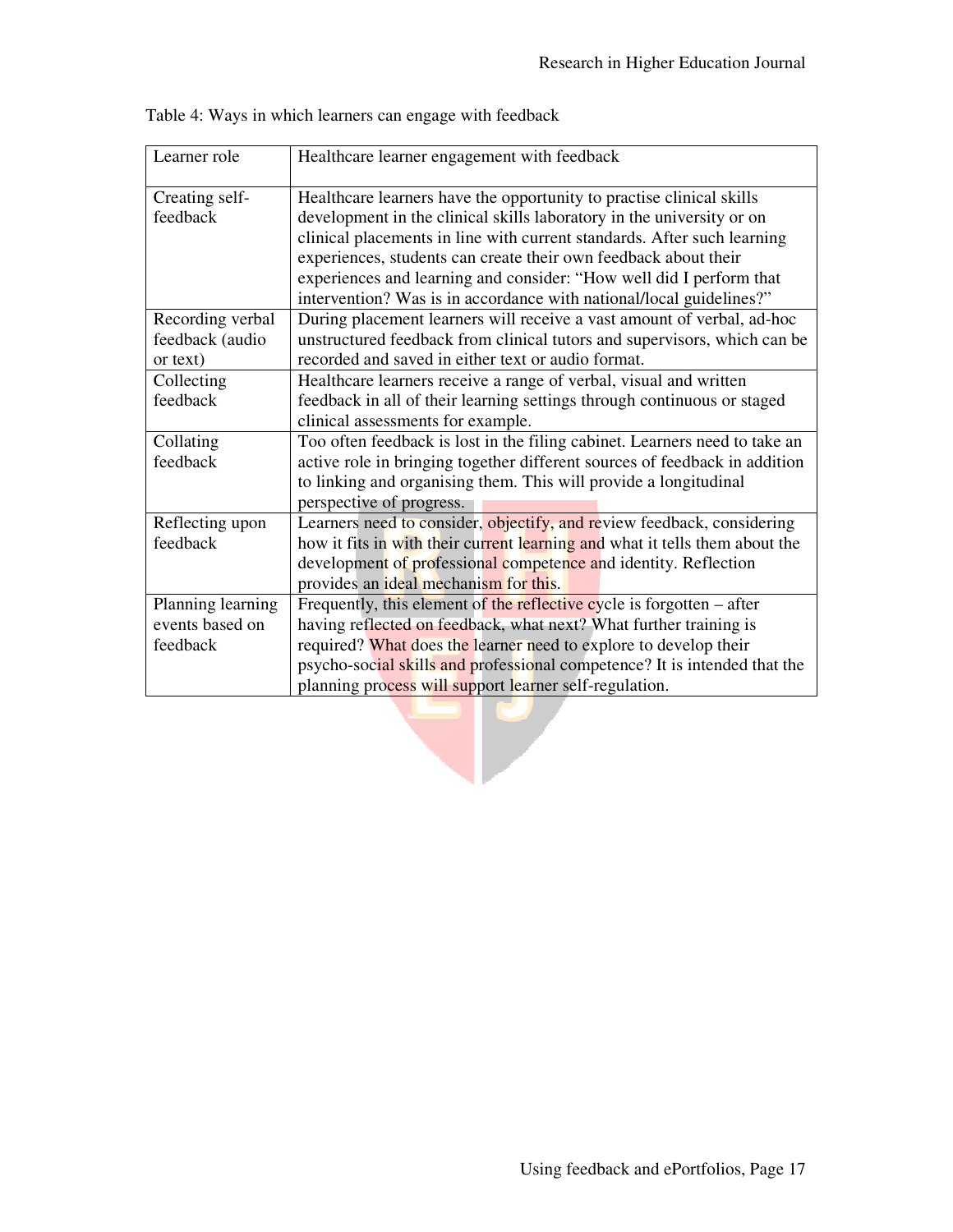Table 4: Ways in which learners can engage with feedback

| Learner role | Healthcare learner engagement with feedback |
|---|---|
| Creating self-feedback | Healthcare learners have the opportunity to practise clinical skills development in the clinical skills laboratory in the university or on clinical placements in line with current standards. After such learning experiences, students can create their own feedback about their experiences and learning and consider: "How well did I perform that intervention? Was is in accordance with national/local guidelines?" |
| Recording verbal feedback (audio or text) | During placement learners will receive a vast amount of verbal, ad-hoc unstructured feedback from clinical tutors and supervisors, which can be recorded and saved in either text or audio format. |
| Collecting feedback | Healthcare learners receive a range of verbal, visual and written feedback in all of their learning settings through continuous or staged clinical assessments for example. |
| Collating feedback | Too often feedback is lost in the filing cabinet. Learners need to take an active role in bringing together different sources of feedback in addition to linking and organising them. This will provide a longitudinal perspective of progress. |
| Reflecting upon feedback | Learners need to consider, objectify, and review feedback, considering how it fits in with their current learning and what it tells them about the development of professional competence and identity. Reflection provides an ideal mechanism for this. |
| Planning learning events based on feedback | Frequently, this element of the reflective cycle is forgotten – after having reflected on feedback, what next? What further training is required? What does the learner need to explore to develop their psycho-social skills and professional competence? It is intended that the planning process will support learner self-regulation. |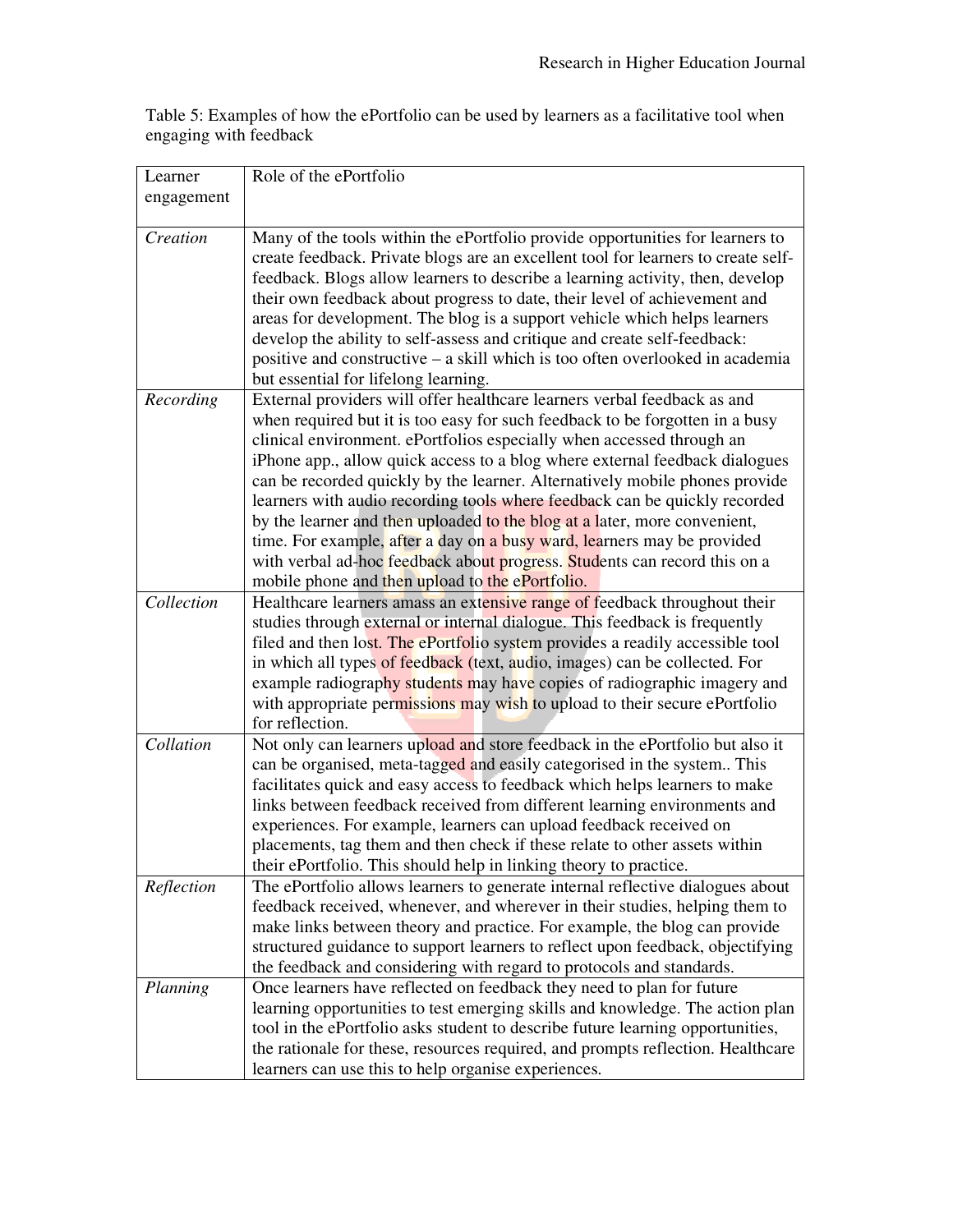Table 5: Examples of how the ePortfolio can be used by learners as a facilitative tool when engaging with feedback

| Learner engagement | Role of the ePortfolio |
|---|---|
| *Creation* | Many of the tools within the ePortfolio provide opportunities for learners to create feedback. Private blogs are an excellent tool for learners to create self-feedback. Blogs allow learners to describe a learning activity, then, develop their own feedback about progress to date, their level of achievement and areas for development. The blog is a support vehicle which helps learners develop the ability to self-assess and critique and create self-feedback: positive and constructive – a skill which is too often overlooked in academia but essential for lifelong learning. |
| *Recording* | External providers will offer healthcare learners verbal feedback as and when required but it is too easy for such feedback to be forgotten in a busy clinical environment. ePortfolios especially when accessed through an iPhone app., allow quick access to a blog where external feedback dialogues can be recorded quickly by the learner. Alternatively mobile phones provide learners with audio recording tools where feedback can be quickly recorded by the learner and then uploaded to the blog at a later, more convenient, time. For example, after a day on a busy ward, learners may be provided with verbal ad-hoc feedback about progress. Students can record this on a mobile phone and then upload to the ePortfolio. |
| *Collection* | Healthcare learners amass an extensive range of feedback throughout their studies through external or internal dialogue. This feedback is frequently filed and then lost. The ePortfolio system provides a readily accessible tool in which all types of feedback (text, audio, images) can be collected. For example radiography students may have copies of radiographic imagery and with appropriate permissions may wish to upload to their secure ePortfolio for reflection. |
| *Collation* | Not only can learners upload and store feedback in the ePortfolio but also it can be organised, meta-tagged and easily categorised in the system.. This facilitates quick and easy access to feedback which helps learners to make links between feedback received from different learning environments and experiences. For example, learners can upload feedback received on placements, tag them and then check if these relate to other assets within their ePortfolio. This should help in linking theory to practice. |
| *Reflection* | The ePortfolio allows learners to generate internal reflective dialogues about feedback received, whenever, and wherever in their studies, helping them to make links between theory and practice. For example, the blog can provide structured guidance to support learners to reflect upon feedback, objectifying the feedback and considering with regard to protocols and standards. |
| *Planning* | Once learners have reflected on feedback they need to plan for future learning opportunities to test emerging skills and knowledge. The action plan tool in the ePortfolio asks student to describe future learning opportunities, the rationale for these, resources required, and prompts reflection. Healthcare learners can use this to help organise experiences. |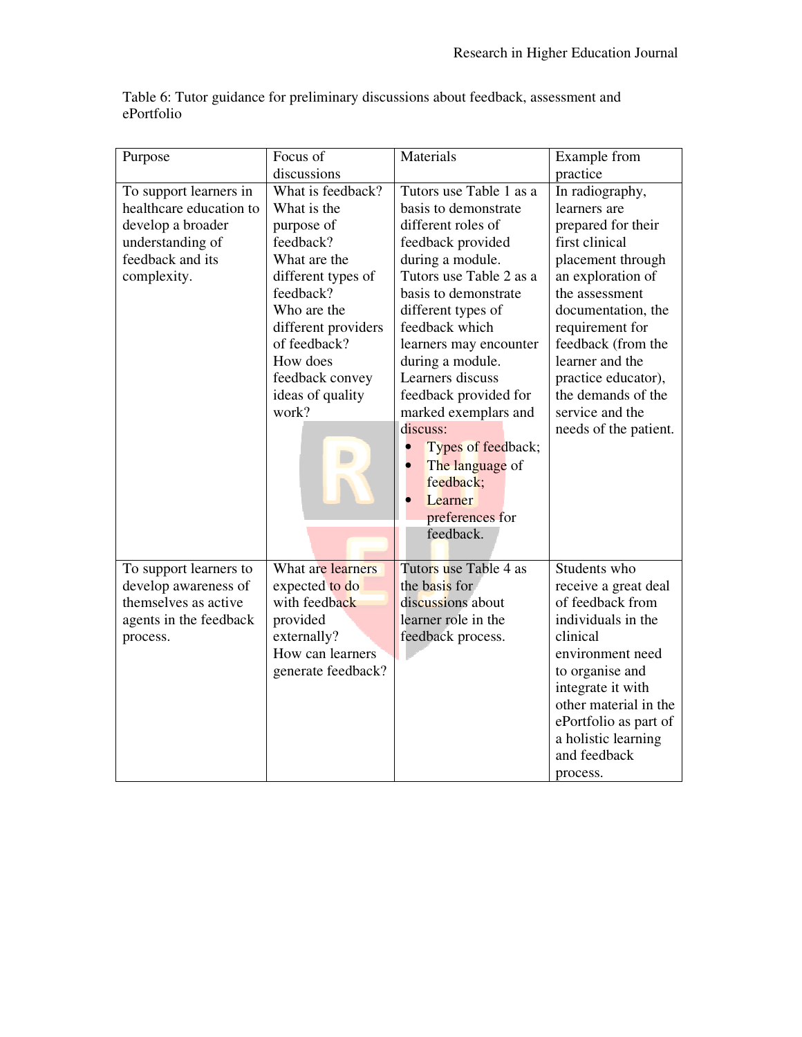Table 6: Tutor guidance for preliminary discussions about feedback, assessment and ePortfolio

| Purpose | Focus of discussions | Materials | Example from practice |
|---|---|---|---|
| To support learners in healthcare education to develop a broader understanding of feedback and its complexity. | What is feedback? What is the purpose of feedback? What are the different types of feedback? Who are the different providers of feedback? How does feedback convey ideas of quality work? | Tutors use Table 1 as a basis to demonstrate different roles of feedback provided during a module. Tutors use Table 2 as a basis to demonstrate different types of feedback which learners may encounter during a module. Learners discuss feedback provided for marked exemplars and discuss: <br>• Types of feedback; <br>• The language of feedback; <br>• Learner preferences for feedback. | In radiography, learners are prepared for their first clinical placement through an exploration of the assessment documentation, the requirement for feedback (from the learner and the practice educator), the demands of the service and the needs of the patient. |
| To support learners to develop awareness of themselves as active agents in the feedback process. | What are learners expected to do with feedback provided externally? How can learners generate feedback? | Tutors use Table 4 as the basis for discussions about learner role in the feedback process. | Students who receive a great deal of feedback from individuals in the clinical environment need to organise and integrate it with other material in the ePortfolio as part of a holistic learning and feedback process. |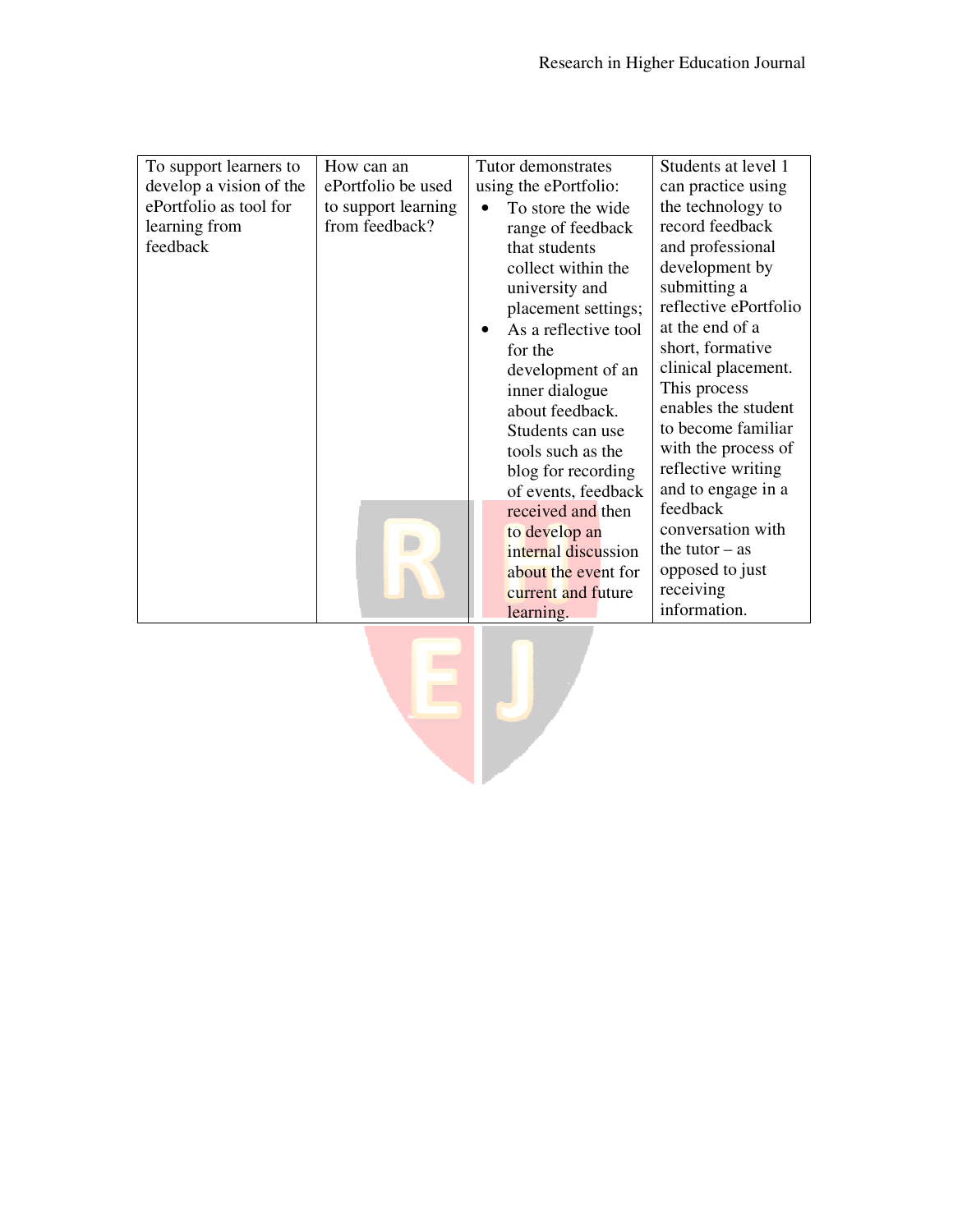| To support learners to develop a vision of the ePortfolio as tool for learning from feedback | How can an ePortfolio be used to support learning from feedback? | Tutor demonstrates using the ePortfolio: <br>• To store the wide range of feedback that students collect within the university and placement settings; <br>• As a reflective tool for the development of an inner dialogue about feedback. Students can use tools such as the blog for recording of events, feedback received and then to develop an internal discussion about the event for current and future learning. | Students at level 1 can practice using the technology to record feedback and professional development by submitting a reflective ePortfolio at the end of a short, formative clinical placement. This process enables the student to become familiar with the process of reflective writing and to engage in a feedback conversation with the tutor – as opposed to just receiving information. |
|---|---|---|---|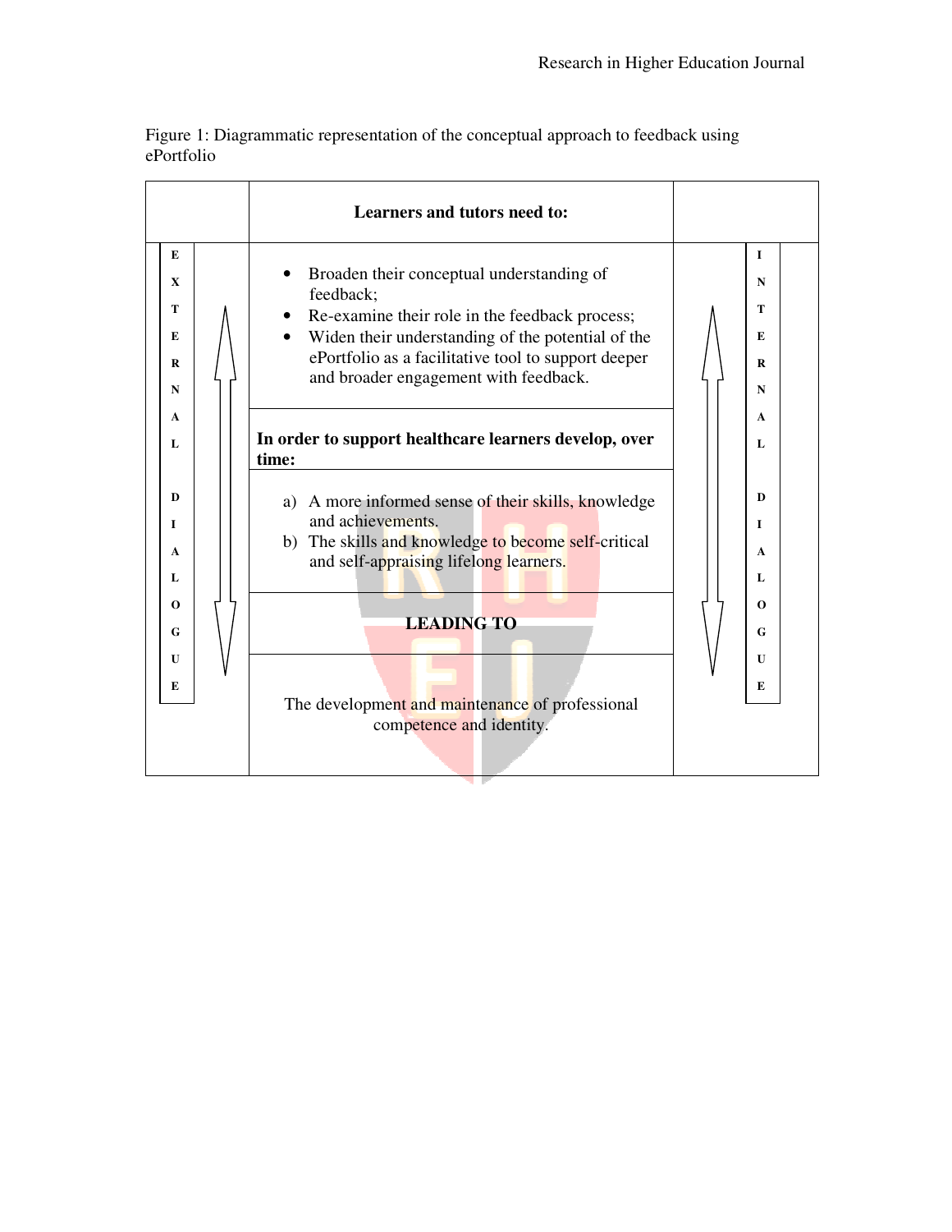Figure 1: Diagrammatic representation of the conceptual approach to feedback using ePortfolio

| EXTERNAL DIALOGUE ↕ | | INTERNAL DIALOGUE ↕ |
|---|---|---|
| | **Learners and tutors need to:** | |
| | • Broaden their conceptual understanding of feedback;<br>• Re-examine their role in the feedback process;<br>• Widen their understanding of the potential of the ePortfolio as a facilitative tool to support deeper and broader engagement with feedback. | |
| | **In order to support healthcare learners develop, over time:** | |
| | a) A more informed sense of their skills, knowledge and achievements.<br>b) The skills and knowledge to become self-critical and self-appraising lifelong learners. | |
| | **LEADING TO** | |
| | The development and maintenance of professional competence and identity. | |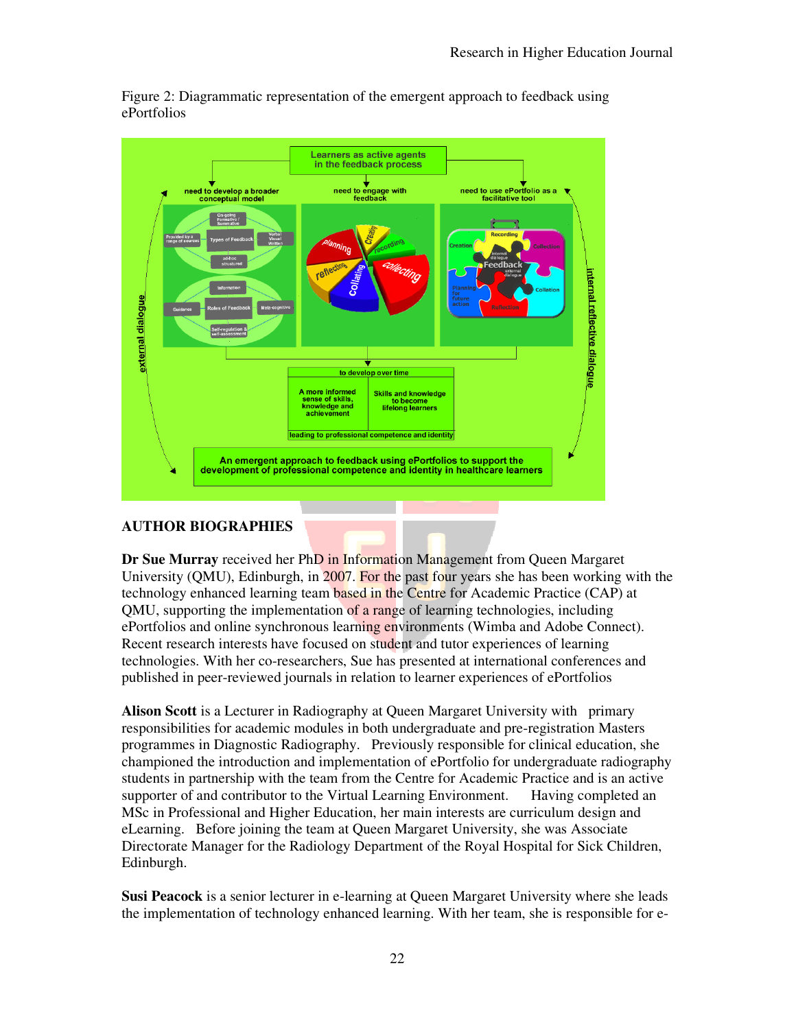Figure 2: Diagrammatic representation of the emergent approach to feedback using ePortfolios

## AUTHOR BIOGRAPHIES

**Dr Sue Murray** received her PhD in Information Management from Queen Margaret University (QMU), Edinburgh, in 2007. For the past four years she has been working with the technology enhanced learning team based in the Centre for Academic Practice (CAP) at QMU, supporting the implementation of a range of learning technologies, including ePortfolios and online synchronous learning environments (Wimba and Adobe Connect). Recent research interests have focused on student and tutor experiences of learning technologies. With her co-researchers, Sue has presented at international conferences and published in peer-reviewed journals in relation to learner experiences of ePortfolios

**Alison Scott** is a Lecturer in Radiography at Queen Margaret University with primary responsibilities for academic modules in both undergraduate and pre-registration Masters programmes in Diagnostic Radiography. Previously responsible for clinical education, she championed the introduction and implementation of ePortfolio for undergraduate radiography students in partnership with the team from the Centre for Academic Practice and is an active supporter of and contributor to the Virtual Learning Environment. Having completed an MSc in Professional and Higher Education, her main interests are curriculum design and eLearning. Before joining the team at Queen Margaret University, she was Associate Directorate Manager for the Radiology Department of the Royal Hospital for Sick Children, Edinburgh.

**Susi Peacock** is a senior lecturer in e-learning at Queen Margaret University where she leads the implementation of technology enhanced learning. With her team, she is responsible for e-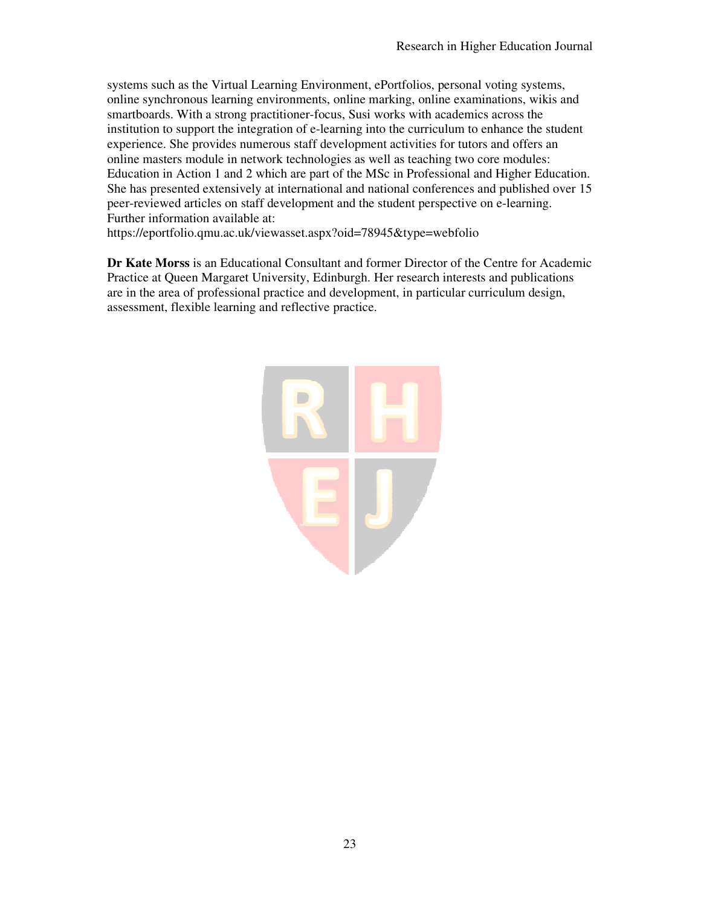systems such as the Virtual Learning Environment, ePortfolios, personal voting systems, online synchronous learning environments, online marking, online examinations, wikis and smartboards. With a strong practitioner-focus, Susi works with academics across the institution to support the integration of e-learning into the curriculum to enhance the student experience. She provides numerous staff development activities for tutors and offers an online masters module in network technologies as well as teaching two core modules: Education in Action 1 and 2 which are part of the MSc in Professional and Higher Education. She has presented extensively at international and national conferences and published over 15 peer-reviewed articles on staff development and the student perspective on e-learning. Further information available at:
https://eportfolio.qmu.ac.uk/viewasset.aspx?oid=78945&type=webfolio

**Dr Kate Morss** is an Educational Consultant and former Director of the Centre for Academic Practice at Queen Margaret University, Edinburgh. Her research interests and publications are in the area of professional practice and development, in particular curriculum design, assessment, flexible learning and reflective practice.